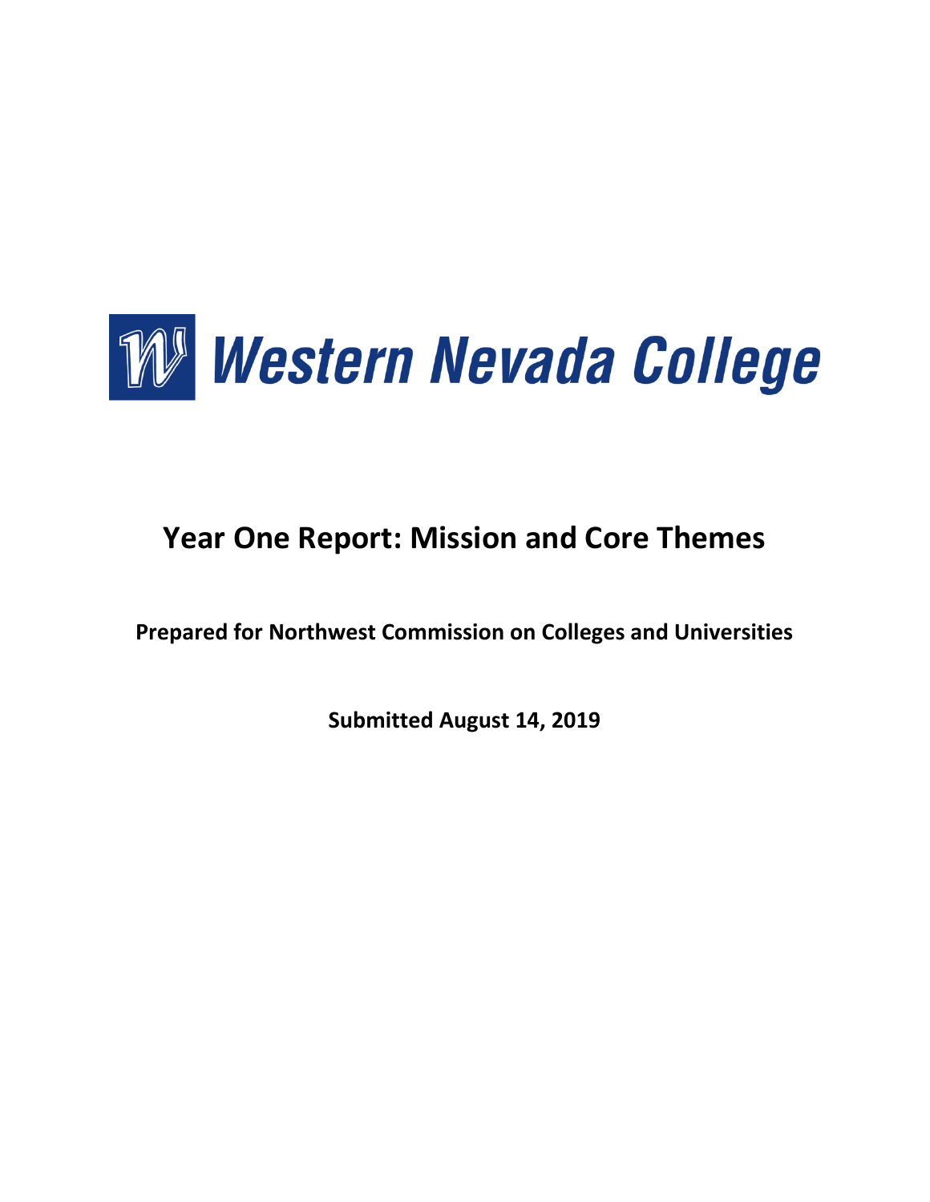Western Nevada College

# Year One Report: Mission and Core Themes

**Prepared for Northwest Commission on Colleges and Universities**

**Submitted August 14, 2019**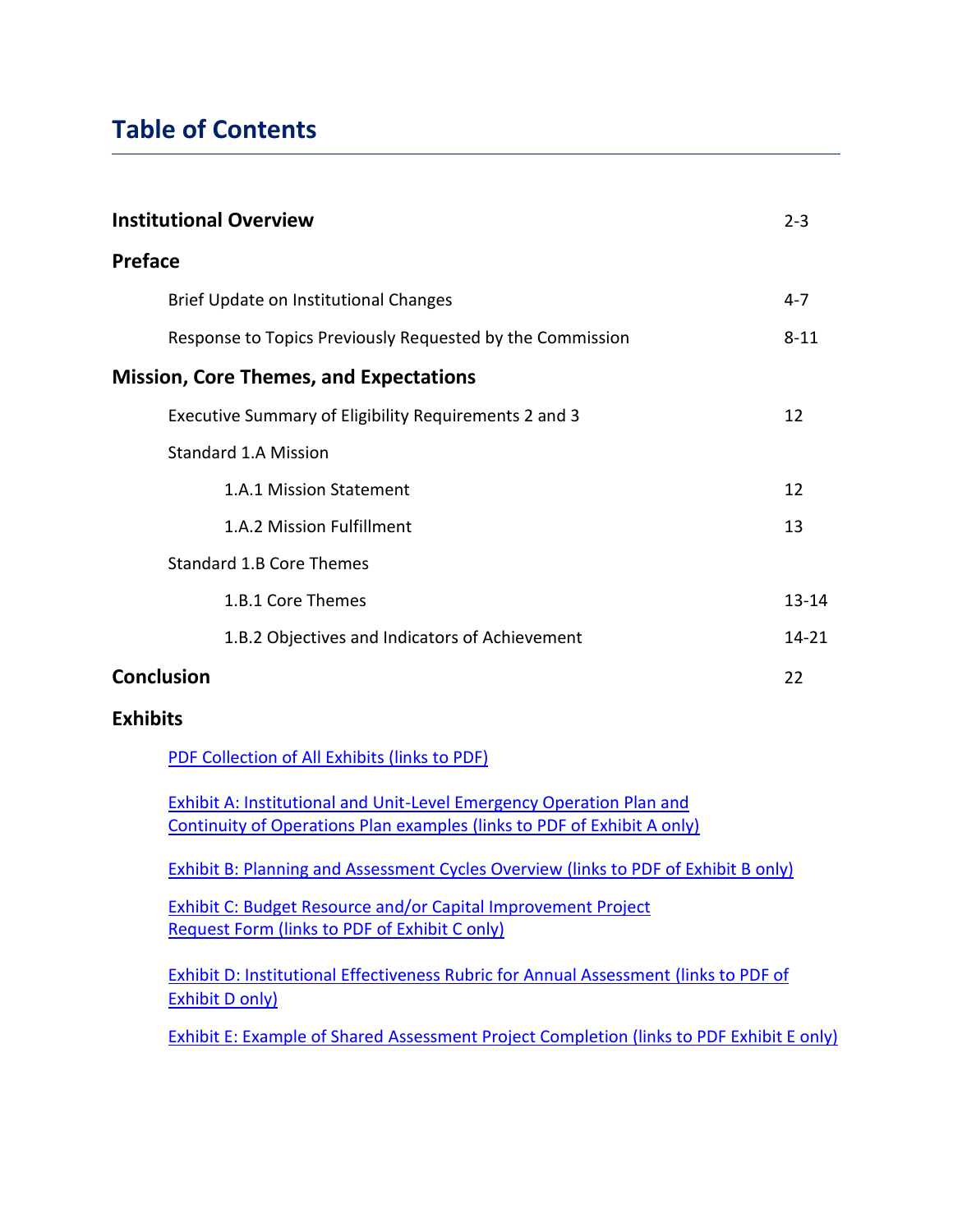# Table of Contents

| | |
|---|---|
| **Institutional Overview** | 2-3 |
| **Preface** | |
| Brief Update on Institutional Changes | 4-7 |
| Response to Topics Previously Requested by the Commission | 8-11 |
| **Mission, Core Themes, and Expectations** | |
| Executive Summary of Eligibility Requirements 2 and 3 | 12 |
| Standard 1.A Mission | |
| 1.A.1 Mission Statement | 12 |
| 1.A.2 Mission Fulfillment | 13 |
| Standard 1.B Core Themes | |
| 1.B.1 Core Themes | 13-14 |
| 1.B.2 Objectives and Indicators of Achievement | 14-21 |
| **Conclusion** | 22 |

**Exhibits**

PDF Collection of All Exhibits (links to PDF)

Exhibit A: Institutional and Unit-Level Emergency Operation Plan and Continuity of Operations Plan examples (links to PDF of Exhibit A only)

Exhibit B: Planning and Assessment Cycles Overview (links to PDF of Exhibit B only)

Exhibit C: Budget Resource and/or Capital Improvement Project Request Form (links to PDF of Exhibit C only)

Exhibit D: Institutional Effectiveness Rubric for Annual Assessment (links to PDF of Exhibit D only)

Exhibit E: Example of Shared Assessment Project Completion (links to PDF Exhibit E only)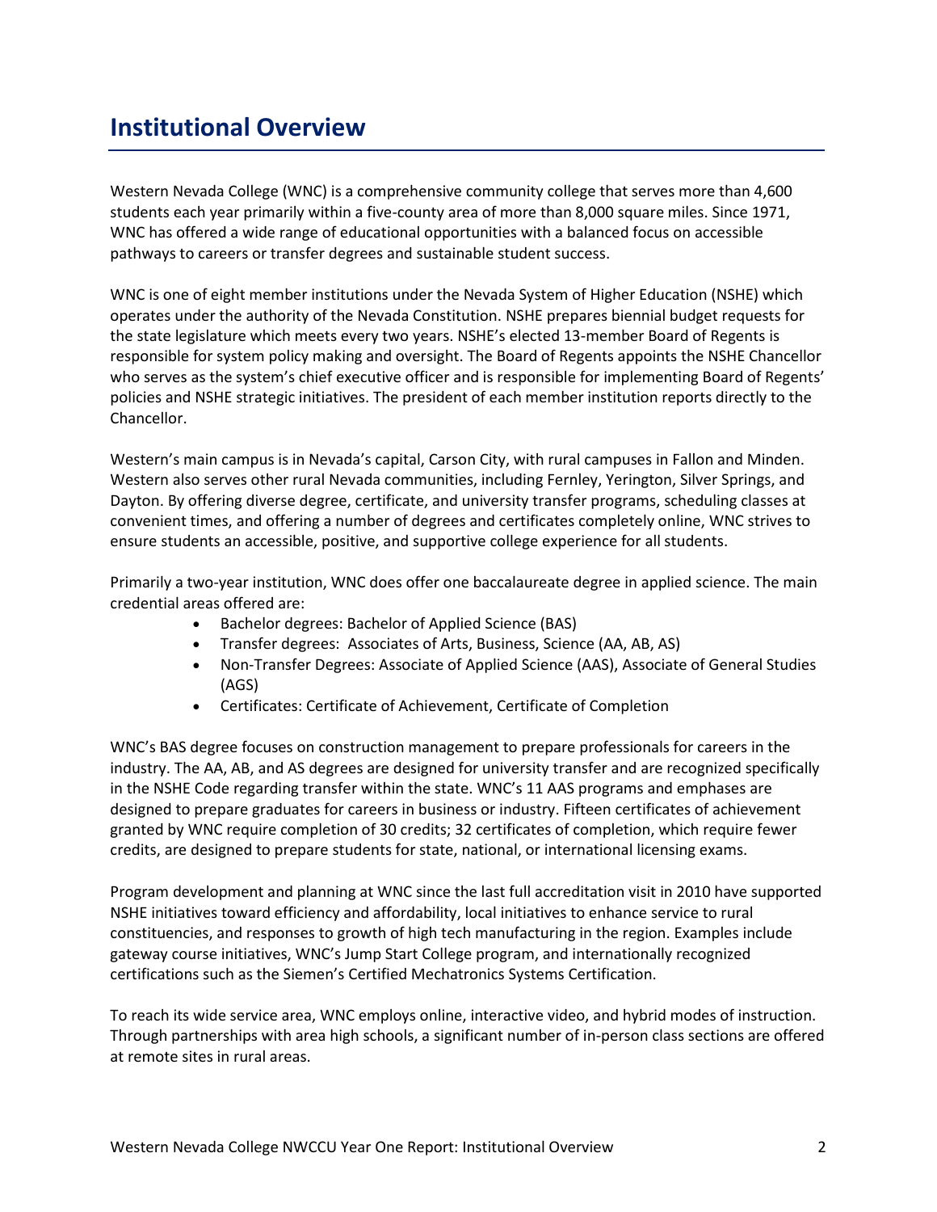# Institutional Overview

Western Nevada College (WNC) is a comprehensive community college that serves more than 4,600 students each year primarily within a five-county area of more than 8,000 square miles. Since 1971, WNC has offered a wide range of educational opportunities with a balanced focus on accessible pathways to careers or transfer degrees and sustainable student success.

WNC is one of eight member institutions under the Nevada System of Higher Education (NSHE) which operates under the authority of the Nevada Constitution. NSHE prepares biennial budget requests for the state legislature which meets every two years. NSHE's elected 13-member Board of Regents is responsible for system policy making and oversight. The Board of Regents appoints the NSHE Chancellor who serves as the system's chief executive officer and is responsible for implementing Board of Regents' policies and NSHE strategic initiatives. The president of each member institution reports directly to the Chancellor.

Western's main campus is in Nevada's capital, Carson City, with rural campuses in Fallon and Minden. Western also serves other rural Nevada communities, including Fernley, Yerington, Silver Springs, and Dayton. By offering diverse degree, certificate, and university transfer programs, scheduling classes at convenient times, and offering a number of degrees and certificates completely online, WNC strives to ensure students an accessible, positive, and supportive college experience for all students.

Primarily a two-year institution, WNC does offer one baccalaureate degree in applied science. The main credential areas offered are:

- Bachelor degrees: Bachelor of Applied Science (BAS)
- Transfer degrees: Associates of Arts, Business, Science (AA, AB, AS)
- Non-Transfer Degrees: Associate of Applied Science (AAS), Associate of General Studies (AGS)
- Certificates: Certificate of Achievement, Certificate of Completion

WNC's BAS degree focuses on construction management to prepare professionals for careers in the industry. The AA, AB, and AS degrees are designed for university transfer and are recognized specifically in the NSHE Code regarding transfer within the state. WNC's 11 AAS programs and emphases are designed to prepare graduates for careers in business or industry. Fifteen certificates of achievement granted by WNC require completion of 30 credits; 32 certificates of completion, which require fewer credits, are designed to prepare students for state, national, or international licensing exams.

Program development and planning at WNC since the last full accreditation visit in 2010 have supported NSHE initiatives toward efficiency and affordability, local initiatives to enhance service to rural constituencies, and responses to growth of high tech manufacturing in the region. Examples include gateway course initiatives, WNC's Jump Start College program, and internationally recognized certifications such as the Siemen's Certified Mechatronics Systems Certification.

To reach its wide service area, WNC employs online, interactive video, and hybrid modes of instruction. Through partnerships with area high schools, a significant number of in-person class sections are offered at remote sites in rural areas.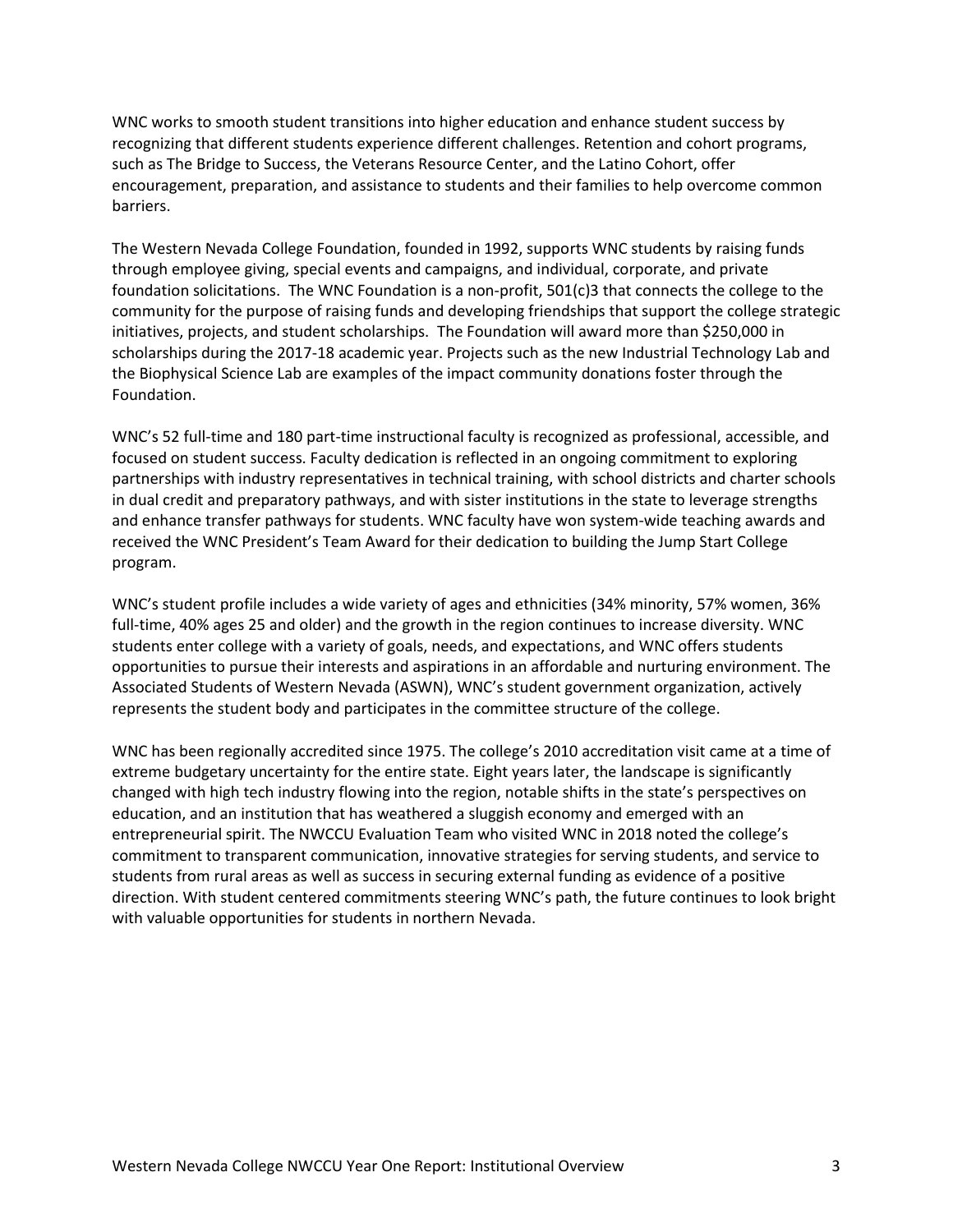WNC works to smooth student transitions into higher education and enhance student success by recognizing that different students experience different challenges. Retention and cohort programs, such as The Bridge to Success, the Veterans Resource Center, and the Latino Cohort, offer encouragement, preparation, and assistance to students and their families to help overcome common barriers.

The Western Nevada College Foundation, founded in 1992, supports WNC students by raising funds through employee giving, special events and campaigns, and individual, corporate, and private foundation solicitations. The WNC Foundation is a non-profit, 501(c)3 that connects the college to the community for the purpose of raising funds and developing friendships that support the college strategic initiatives, projects, and student scholarships. The Foundation will award more than $250,000 in scholarships during the 2017-18 academic year. Projects such as the new Industrial Technology Lab and the Biophysical Science Lab are examples of the impact community donations foster through the Foundation.

WNC's 52 full-time and 180 part-time instructional faculty is recognized as professional, accessible, and focused on student success. Faculty dedication is reflected in an ongoing commitment to exploring partnerships with industry representatives in technical training, with school districts and charter schools in dual credit and preparatory pathways, and with sister institutions in the state to leverage strengths and enhance transfer pathways for students. WNC faculty have won system-wide teaching awards and received the WNC President's Team Award for their dedication to building the Jump Start College program.

WNC's student profile includes a wide variety of ages and ethnicities (34% minority, 57% women, 36% full-time, 40% ages 25 and older) and the growth in the region continues to increase diversity. WNC students enter college with a variety of goals, needs, and expectations, and WNC offers students opportunities to pursue their interests and aspirations in an affordable and nurturing environment. The Associated Students of Western Nevada (ASWN), WNC's student government organization, actively represents the student body and participates in the committee structure of the college.

WNC has been regionally accredited since 1975. The college's 2010 accreditation visit came at a time of extreme budgetary uncertainty for the entire state. Eight years later, the landscape is significantly changed with high tech industry flowing into the region, notable shifts in the state's perspectives on education, and an institution that has weathered a sluggish economy and emerged with an entrepreneurial spirit. The NWCCU Evaluation Team who visited WNC in 2018 noted the college's commitment to transparent communication, innovative strategies for serving students, and service to students from rural areas as well as success in securing external funding as evidence of a positive direction. With student centered commitments steering WNC's path, the future continues to look bright with valuable opportunities for students in northern Nevada.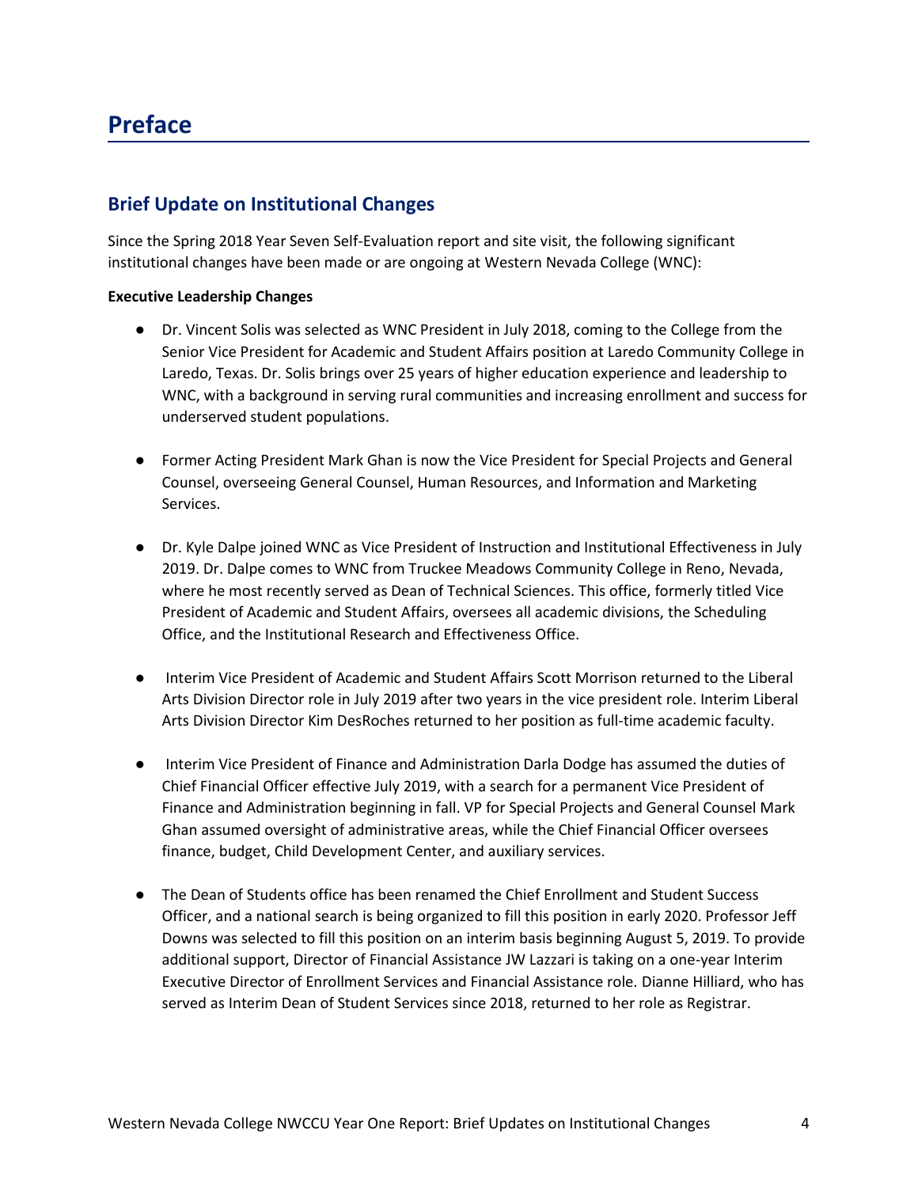# Preface

## Brief Update on Institutional Changes

Since the Spring 2018 Year Seven Self-Evaluation report and site visit, the following significant institutional changes have been made or are ongoing at Western Nevada College (WNC):

**Executive Leadership Changes**

- Dr. Vincent Solis was selected as WNC President in July 2018, coming to the College from the Senior Vice President for Academic and Student Affairs position at Laredo Community College in Laredo, Texas. Dr. Solis brings over 25 years of higher education experience and leadership to WNC, with a background in serving rural communities and increasing enrollment and success for underserved student populations.

- Former Acting President Mark Ghan is now the Vice President for Special Projects and General Counsel, overseeing General Counsel, Human Resources, and Information and Marketing Services.

- Dr. Kyle Dalpe joined WNC as Vice President of Instruction and Institutional Effectiveness in July 2019. Dr. Dalpe comes to WNC from Truckee Meadows Community College in Reno, Nevada, where he most recently served as Dean of Technical Sciences. This office, formerly titled Vice President of Academic and Student Affairs, oversees all academic divisions, the Scheduling Office, and the Institutional Research and Effectiveness Office.

- Interim Vice President of Academic and Student Affairs Scott Morrison returned to the Liberal Arts Division Director role in July 2019 after two years in the vice president role. Interim Liberal Arts Division Director Kim DesRoches returned to her position as full-time academic faculty.

- Interim Vice President of Finance and Administration Darla Dodge has assumed the duties of Chief Financial Officer effective July 2019, with a search for a permanent Vice President of Finance and Administration beginning in fall. VP for Special Projects and General Counsel Mark Ghan assumed oversight of administrative areas, while the Chief Financial Officer oversees finance, budget, Child Development Center, and auxiliary services.

- The Dean of Students office has been renamed the Chief Enrollment and Student Success Officer, and a national search is being organized to fill this position in early 2020. Professor Jeff Downs was selected to fill this position on an interim basis beginning August 5, 2019. To provide additional support, Director of Financial Assistance JW Lazzari is taking on a one-year Interim Executive Director of Enrollment Services and Financial Assistance role. Dianne Hilliard, who has served as Interim Dean of Student Services since 2018, returned to her role as Registrar.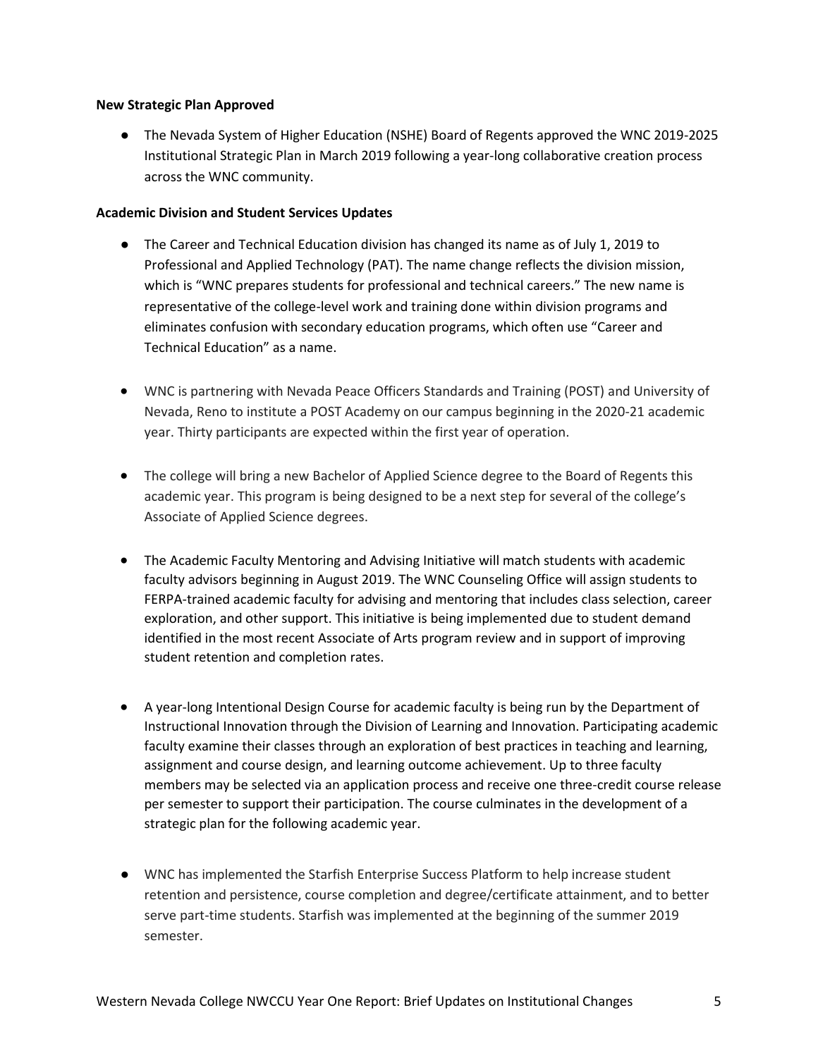**New Strategic Plan Approved**

- The Nevada System of Higher Education (NSHE) Board of Regents approved the WNC 2019-2025 Institutional Strategic Plan in March 2019 following a year-long collaborative creation process across the WNC community.

**Academic Division and Student Services Updates**

- The Career and Technical Education division has changed its name as of July 1, 2019 to Professional and Applied Technology (PAT). The name change reflects the division mission, which is "WNC prepares students for professional and technical careers." The new name is representative of the college-level work and training done within division programs and eliminates confusion with secondary education programs, which often use "Career and Technical Education" as a name.

- WNC is partnering with Nevada Peace Officers Standards and Training (POST) and University of Nevada, Reno to institute a POST Academy on our campus beginning in the 2020-21 academic year. Thirty participants are expected within the first year of operation.

- The college will bring a new Bachelor of Applied Science degree to the Board of Regents this academic year. This program is being designed to be a next step for several of the college's Associate of Applied Science degrees.

- The Academic Faculty Mentoring and Advising Initiative will match students with academic faculty advisors beginning in August 2019. The WNC Counseling Office will assign students to FERPA-trained academic faculty for advising and mentoring that includes class selection, career exploration, and other support. This initiative is being implemented due to student demand identified in the most recent Associate of Arts program review and in support of improving student retention and completion rates.

- A year-long Intentional Design Course for academic faculty is being run by the Department of Instructional Innovation through the Division of Learning and Innovation. Participating academic faculty examine their classes through an exploration of best practices in teaching and learning, assignment and course design, and learning outcome achievement. Up to three faculty members may be selected via an application process and receive one three-credit course release per semester to support their participation. The course culminates in the development of a strategic plan for the following academic year.

- WNC has implemented the Starfish Enterprise Success Platform to help increase student retention and persistence, course completion and degree/certificate attainment, and to better serve part-time students. Starfish was implemented at the beginning of the summer 2019 semester.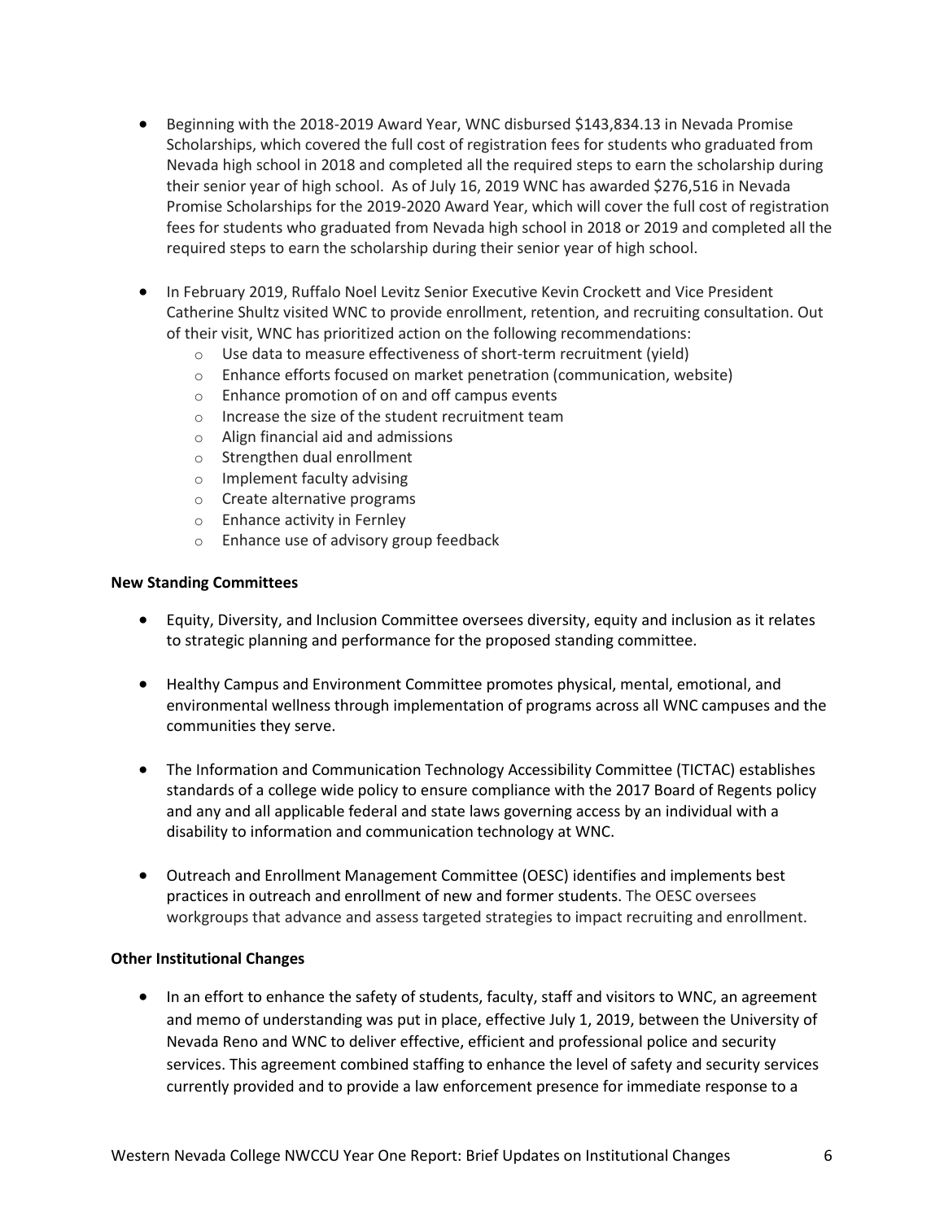- Beginning with the 2018-2019 Award Year, WNC disbursed $143,834.13 in Nevada Promise Scholarships, which covered the full cost of registration fees for students who graduated from Nevada high school in 2018 and completed all the required steps to earn the scholarship during their senior year of high school. As of July 16, 2019 WNC has awarded $276,516 in Nevada Promise Scholarships for the 2019-2020 Award Year, which will cover the full cost of registration fees for students who graduated from Nevada high school in 2018 or 2019 and completed all the required steps to earn the scholarship during their senior year of high school.

- In February 2019, Ruffalo Noel Levitz Senior Executive Kevin Crockett and Vice President Catherine Shultz visited WNC to provide enrollment, retention, and recruiting consultation. Out of their visit, WNC has prioritized action on the following recommendations:
  - Use data to measure effectiveness of short-term recruitment (yield)
  - Enhance efforts focused on market penetration (communication, website)
  - Enhance promotion of on and off campus events
  - Increase the size of the student recruitment team
  - Align financial aid and admissions
  - Strengthen dual enrollment
  - Implement faculty advising
  - Create alternative programs
  - Enhance activity in Fernley
  - Enhance use of advisory group feedback

**New Standing Committees**

- Equity, Diversity, and Inclusion Committee oversees diversity, equity and inclusion as it relates to strategic planning and performance for the proposed standing committee.

- Healthy Campus and Environment Committee promotes physical, mental, emotional, and environmental wellness through implementation of programs across all WNC campuses and the communities they serve.

- The Information and Communication Technology Accessibility Committee (TICTAC) establishes standards of a college wide policy to ensure compliance with the 2017 Board of Regents policy and any and all applicable federal and state laws governing access by an individual with a disability to information and communication technology at WNC.

- Outreach and Enrollment Management Committee (OESC) identifies and implements best practices in outreach and enrollment of new and former students. The OESC oversees workgroups that advance and assess targeted strategies to impact recruiting and enrollment.

**Other Institutional Changes**

- In an effort to enhance the safety of students, faculty, staff and visitors to WNC, an agreement and memo of understanding was put in place, effective July 1, 2019, between the University of Nevada Reno and WNC to deliver effective, efficient and professional police and security services. This agreement combined staffing to enhance the level of safety and security services currently provided and to provide a law enforcement presence for immediate response to a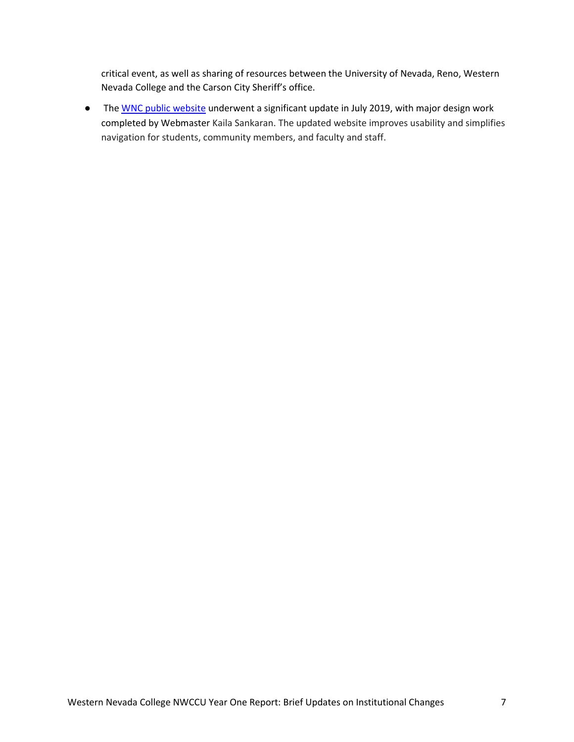critical event, as well as sharing of resources between the University of Nevada, Reno, Western Nevada College and the Carson City Sheriff's office.

- The WNC public website underwent a significant update in July 2019, with major design work completed by Webmaster Kaila Sankaran. The updated website improves usability and simplifies navigation for students, community members, and faculty and staff.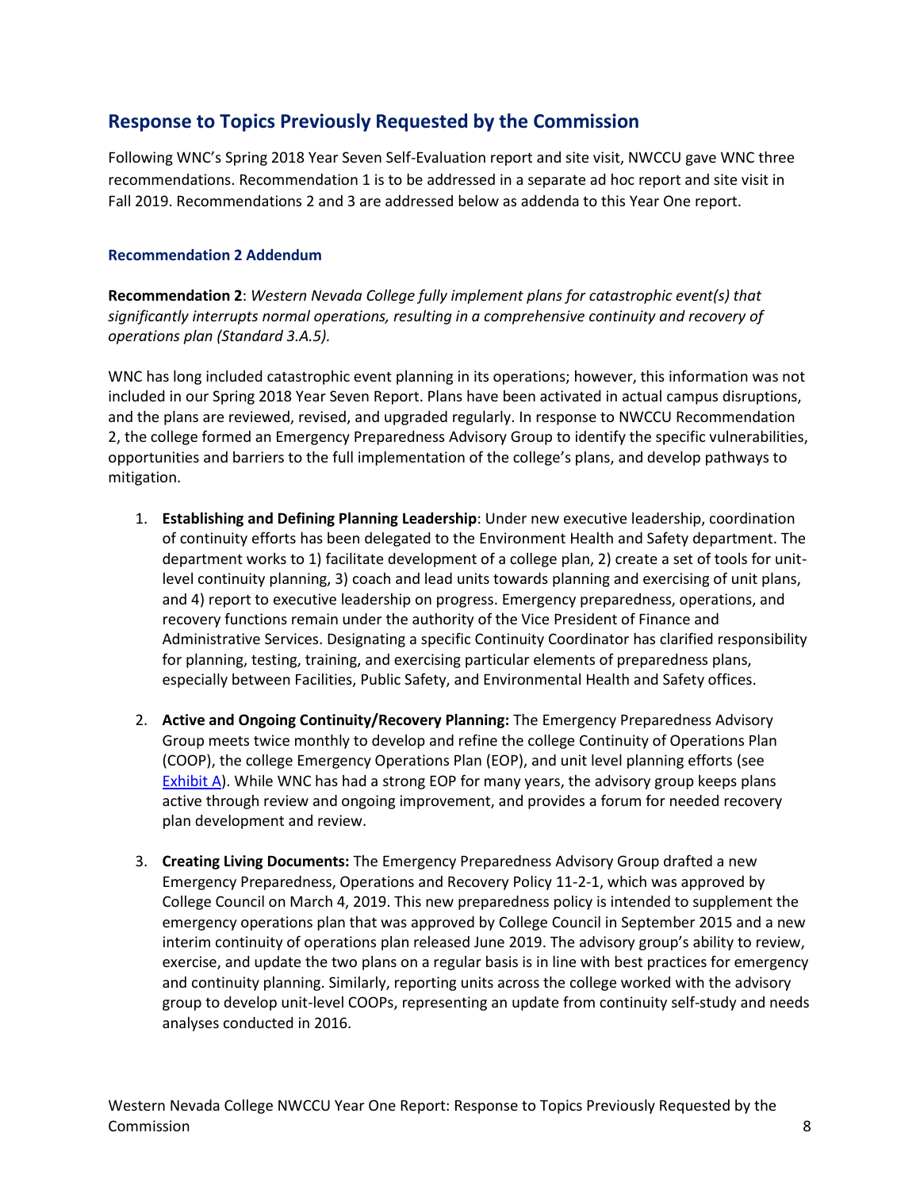## Response to Topics Previously Requested by the Commission

Following WNC's Spring 2018 Year Seven Self-Evaluation report and site visit, NWCCU gave WNC three recommendations. Recommendation 1 is to be addressed in a separate ad hoc report and site visit in Fall 2019. Recommendations 2 and 3 are addressed below as addenda to this Year One report.

### Recommendation 2 Addendum

**Recommendation 2**: *Western Nevada College fully implement plans for catastrophic event(s) that significantly interrupts normal operations, resulting in a comprehensive continuity and recovery of operations plan (Standard 3.A.5).*

WNC has long included catastrophic event planning in its operations; however, this information was not included in our Spring 2018 Year Seven Report. Plans have been activated in actual campus disruptions, and the plans are reviewed, revised, and upgraded regularly. In response to NWCCU Recommendation 2, the college formed an Emergency Preparedness Advisory Group to identify the specific vulnerabilities, opportunities and barriers to the full implementation of the college's plans, and develop pathways to mitigation.

1. **Establishing and Defining Planning Leadership**: Under new executive leadership, coordination of continuity efforts has been delegated to the Environment Health and Safety department. The department works to 1) facilitate development of a college plan, 2) create a set of tools for unit-level continuity planning, 3) coach and lead units towards planning and exercising of unit plans, and 4) report to executive leadership on progress. Emergency preparedness, operations, and recovery functions remain under the authority of the Vice President of Finance and Administrative Services. Designating a specific Continuity Coordinator has clarified responsibility for planning, testing, training, and exercising particular elements of preparedness plans, especially between Facilities, Public Safety, and Environmental Health and Safety offices.

2. **Active and Ongoing Continuity/Recovery Planning:** The Emergency Preparedness Advisory Group meets twice monthly to develop and refine the college Continuity of Operations Plan (COOP), the college Emergency Operations Plan (EOP), and unit level planning efforts (see Exhibit A). While WNC has had a strong EOP for many years, the advisory group keeps plans active through review and ongoing improvement, and provides a forum for needed recovery plan development and review.

3. **Creating Living Documents:** The Emergency Preparedness Advisory Group drafted a new Emergency Preparedness, Operations and Recovery Policy 11-2-1, which was approved by College Council on March 4, 2019. This new preparedness policy is intended to supplement the emergency operations plan that was approved by College Council in September 2015 and a new interim continuity of operations plan released June 2019. The advisory group's ability to review, exercise, and update the two plans on a regular basis is in line with best practices for emergency and continuity planning. Similarly, reporting units across the college worked with the advisory group to develop unit-level COOPs, representing an update from continuity self-study and needs analyses conducted in 2016.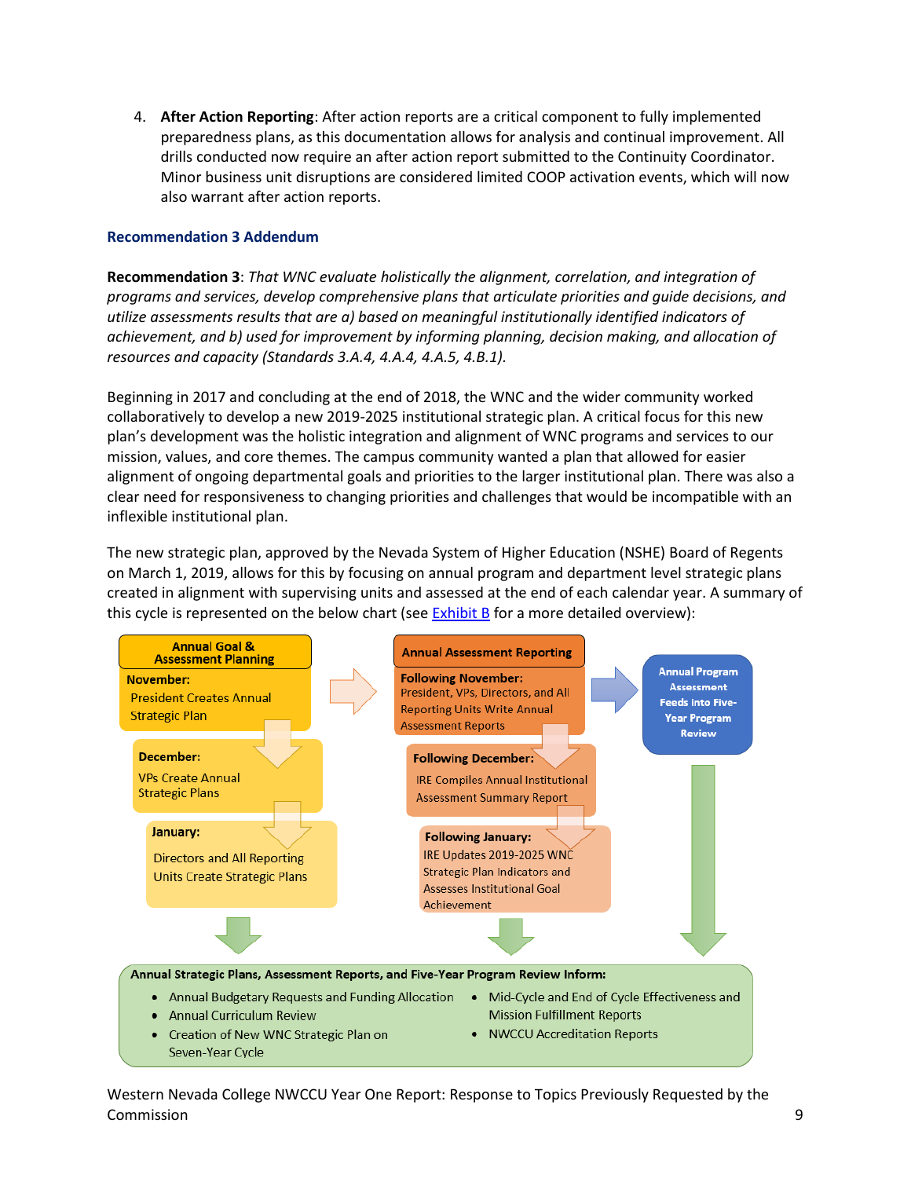4. **After Action Reporting**: After action reports are a critical component to fully implemented preparedness plans, as this documentation allows for analysis and continual improvement. All drills conducted now require an after action report submitted to the Continuity Coordinator. Minor business unit disruptions are considered limited COOP activation events, which will now also warrant after action reports.

### Recommendation 3 Addendum

**Recommendation 3**: *That WNC evaluate holistically the alignment, correlation, and integration of programs and services, develop comprehensive plans that articulate priorities and guide decisions, and utilize assessments results that are a) based on meaningful institutionally identified indicators of achievement, and b) used for improvement by informing planning, decision making, and allocation of resources and capacity (Standards 3.A.4, 4.A.4, 4.A.5, 4.B.1).*

Beginning in 2017 and concluding at the end of 2018, the WNC and the wider community worked collaboratively to develop a new 2019-2025 institutional strategic plan. A critical focus for this new plan's development was the holistic integration and alignment of WNC programs and services to our mission, values, and core themes. The campus community wanted a plan that allowed for easier alignment of ongoing departmental goals and priorities to the larger institutional plan. There was also a clear need for responsiveness to changing priorities and challenges that would be incompatible with an inflexible institutional plan.

The new strategic plan, approved by the Nevada System of Higher Education (NSHE) Board of Regents on March 1, 2019, allows for this by focusing on annual program and department level strategic plans created in alignment with supervising units and assessed at the end of each calendar year. A summary of this cycle is represented on the below chart (see Exhibit B for a more detailed overview):

**Annual Goal & Assessment Planning**

- **November:** President Creates Annual Strategic Plan
- **December:** VPs Create Annual Strategic Plans
- **January:** Directors and All Reporting Units Create Strategic Plans

**Annual Assessment Reporting**

- **Following November:** President, VPs, Directors, and All Reporting Units Write Annual Assessment Reports
- **Following December:** IRE Compiles Annual Institutional Assessment Summary Report
- **Following January:** IRE Updates 2019-2025 WNC Strategic Plan Indicators and Assesses Institutional Goal Achievement

**Annual Program Assessment Feeds into Five-Year Program Review**

**Annual Strategic Plans, Assessment Reports, and Five-Year Program Review Inform:**

- Annual Budgetary Requests and Funding Allocation
- Annual Curriculum Review
- Creation of New WNC Strategic Plan on Seven-Year Cycle
- Mid-Cycle and End of Cycle Effectiveness and Mission Fulfillment Reports
- NWCCU Accreditation Reports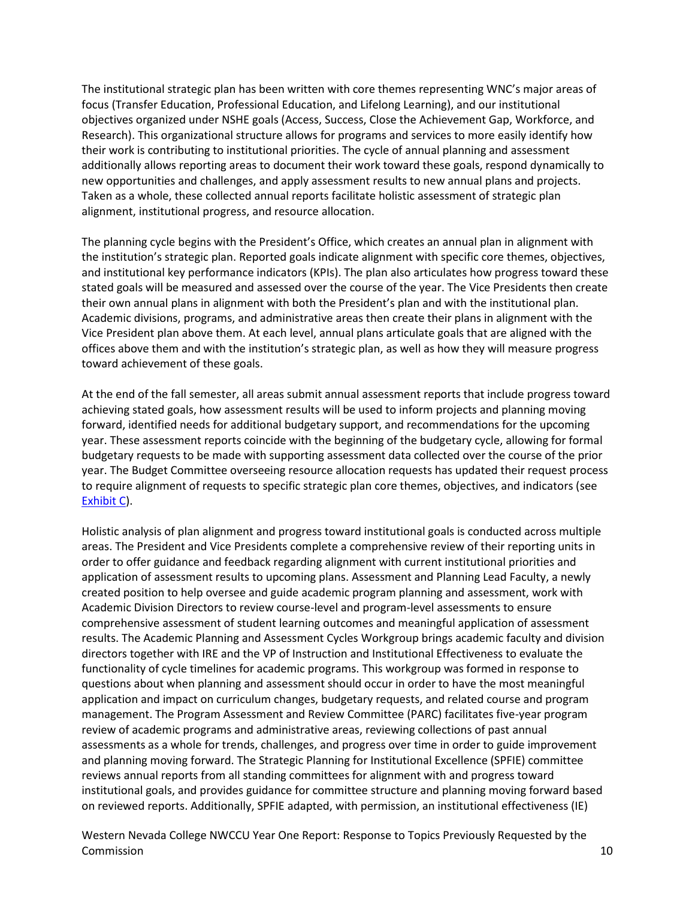The institutional strategic plan has been written with core themes representing WNC's major areas of focus (Transfer Education, Professional Education, and Lifelong Learning), and our institutional objectives organized under NSHE goals (Access, Success, Close the Achievement Gap, Workforce, and Research). This organizational structure allows for programs and services to more easily identify how their work is contributing to institutional priorities. The cycle of annual planning and assessment additionally allows reporting areas to document their work toward these goals, respond dynamically to new opportunities and challenges, and apply assessment results to new annual plans and projects. Taken as a whole, these collected annual reports facilitate holistic assessment of strategic plan alignment, institutional progress, and resource allocation.

The planning cycle begins with the President's Office, which creates an annual plan in alignment with the institution's strategic plan. Reported goals indicate alignment with specific core themes, objectives, and institutional key performance indicators (KPIs). The plan also articulates how progress toward these stated goals will be measured and assessed over the course of the year. The Vice Presidents then create their own annual plans in alignment with both the President's plan and with the institutional plan. Academic divisions, programs, and administrative areas then create their plans in alignment with the Vice President plan above them. At each level, annual plans articulate goals that are aligned with the offices above them and with the institution's strategic plan, as well as how they will measure progress toward achievement of these goals.

At the end of the fall semester, all areas submit annual assessment reports that include progress toward achieving stated goals, how assessment results will be used to inform projects and planning moving forward, identified needs for additional budgetary support, and recommendations for the upcoming year. These assessment reports coincide with the beginning of the budgetary cycle, allowing for formal budgetary requests to be made with supporting assessment data collected over the course of the prior year. The Budget Committee overseeing resource allocation requests has updated their request process to require alignment of requests to specific strategic plan core themes, objectives, and indicators (see Exhibit C).

Holistic analysis of plan alignment and progress toward institutional goals is conducted across multiple areas. The President and Vice Presidents complete a comprehensive review of their reporting units in order to offer guidance and feedback regarding alignment with current institutional priorities and application of assessment results to upcoming plans. Assessment and Planning Lead Faculty, a newly created position to help oversee and guide academic program planning and assessment, work with Academic Division Directors to review course-level and program-level assessments to ensure comprehensive assessment of student learning outcomes and meaningful application of assessment results. The Academic Planning and Assessment Cycles Workgroup brings academic faculty and division directors together with IRE and the VP of Instruction and Institutional Effectiveness to evaluate the functionality of cycle timelines for academic programs. This workgroup was formed in response to questions about when planning and assessment should occur in order to have the most meaningful application and impact on curriculum changes, budgetary requests, and related course and program management. The Program Assessment and Review Committee (PARC) facilitates five-year program review of academic programs and administrative areas, reviewing collections of past annual assessments as a whole for trends, challenges, and progress over time in order to guide improvement and planning moving forward. The Strategic Planning for Institutional Excellence (SPFIE) committee reviews annual reports from all standing committees for alignment with and progress toward institutional goals, and provides guidance for committee structure and planning moving forward based on reviewed reports. Additionally, SPFIE adapted, with permission, an institutional effectiveness (IE)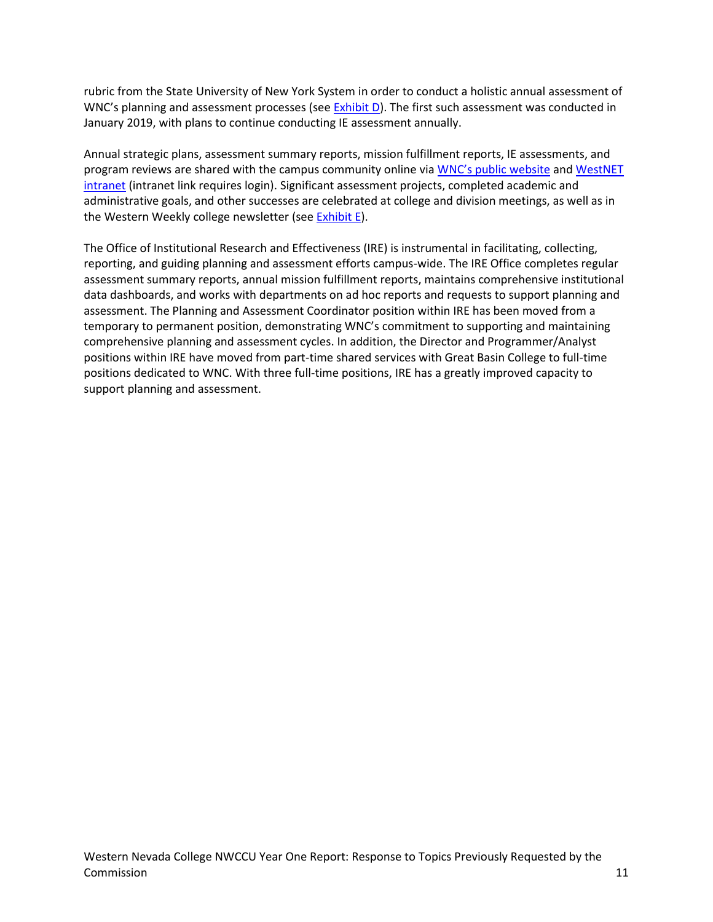rubric from the State University of New York System in order to conduct a holistic annual assessment of WNC's planning and assessment processes (see Exhibit D). The first such assessment was conducted in January 2019, with plans to continue conducting IE assessment annually.

Annual strategic plans, assessment summary reports, mission fulfillment reports, IE assessments, and program reviews are shared with the campus community online via WNC's public website and WestNET intranet (intranet link requires login). Significant assessment projects, completed academic and administrative goals, and other successes are celebrated at college and division meetings, as well as in the Western Weekly college newsletter (see Exhibit E).

The Office of Institutional Research and Effectiveness (IRE) is instrumental in facilitating, collecting, reporting, and guiding planning and assessment efforts campus-wide. The IRE Office completes regular assessment summary reports, annual mission fulfillment reports, maintains comprehensive institutional data dashboards, and works with departments on ad hoc reports and requests to support planning and assessment. The Planning and Assessment Coordinator position within IRE has been moved from a temporary to permanent position, demonstrating WNC's commitment to supporting and maintaining comprehensive planning and assessment cycles. In addition, the Director and Programmer/Analyst positions within IRE have moved from part-time shared services with Great Basin College to full-time positions dedicated to WNC. With three full-time positions, IRE has a greatly improved capacity to support planning and assessment.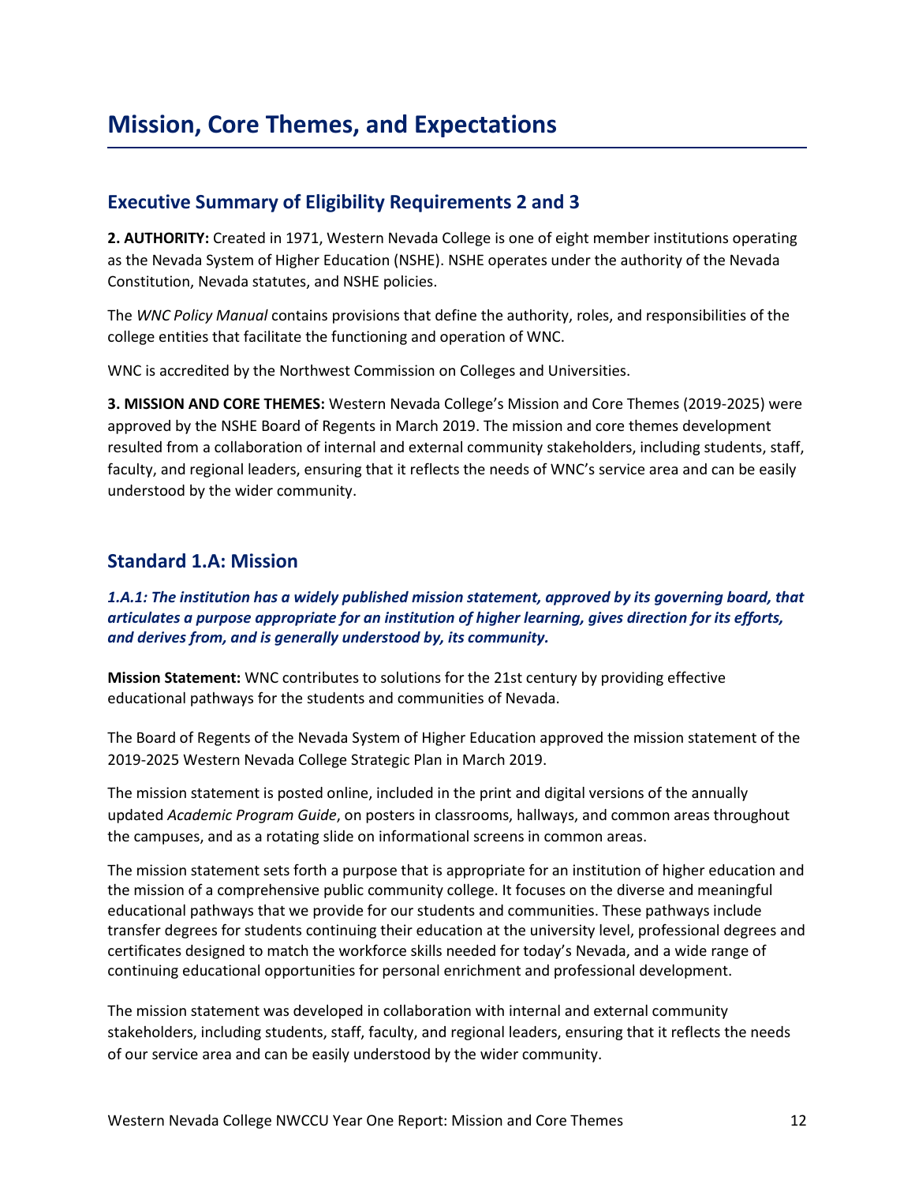# Mission, Core Themes, and Expectations

## Executive Summary of Eligibility Requirements 2 and 3

**2. AUTHORITY:** Created in 1971, Western Nevada College is one of eight member institutions operating as the Nevada System of Higher Education (NSHE). NSHE operates under the authority of the Nevada Constitution, Nevada statutes, and NSHE policies.

The *WNC Policy Manual* contains provisions that define the authority, roles, and responsibilities of the college entities that facilitate the functioning and operation of WNC.

WNC is accredited by the Northwest Commission on Colleges and Universities.

**3. MISSION AND CORE THEMES:** Western Nevada College's Mission and Core Themes (2019-2025) were approved by the NSHE Board of Regents in March 2019. The mission and core themes development resulted from a collaboration of internal and external community stakeholders, including students, staff, faculty, and regional leaders, ensuring that it reflects the needs of WNC's service area and can be easily understood by the wider community.

## Standard 1.A: Mission

***1.A.1: The institution has a widely published mission statement, approved by its governing board, that articulates a purpose appropriate for an institution of higher learning, gives direction for its efforts, and derives from, and is generally understood by, its community.***

**Mission Statement:** WNC contributes to solutions for the 21st century by providing effective educational pathways for the students and communities of Nevada.

The Board of Regents of the Nevada System of Higher Education approved the mission statement of the 2019-2025 Western Nevada College Strategic Plan in March 2019.

The mission statement is posted online, included in the print and digital versions of the annually updated *Academic Program Guide*, on posters in classrooms, hallways, and common areas throughout the campuses, and as a rotating slide on informational screens in common areas.

The mission statement sets forth a purpose that is appropriate for an institution of higher education and the mission of a comprehensive public community college. It focuses on the diverse and meaningful educational pathways that we provide for our students and communities. These pathways include transfer degrees for students continuing their education at the university level, professional degrees and certificates designed to match the workforce skills needed for today's Nevada, and a wide range of continuing educational opportunities for personal enrichment and professional development.

The mission statement was developed in collaboration with internal and external community stakeholders, including students, staff, faculty, and regional leaders, ensuring that it reflects the needs of our service area and can be easily understood by the wider community.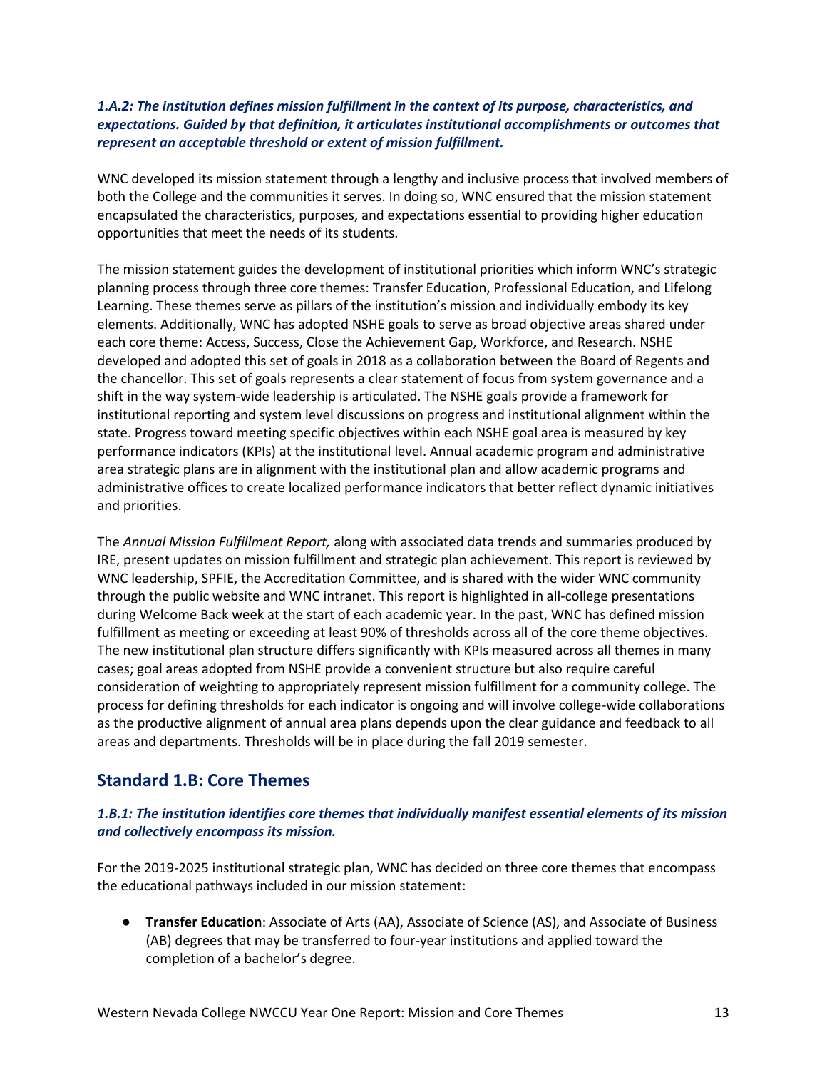### *1.A.2: The institution defines mission fulfillment in the context of its purpose, characteristics, and expectations. Guided by that definition, it articulates institutional accomplishments or outcomes that represent an acceptable threshold or extent of mission fulfillment.*

WNC developed its mission statement through a lengthy and inclusive process that involved members of both the College and the communities it serves. In doing so, WNC ensured that the mission statement encapsulated the characteristics, purposes, and expectations essential to providing higher education opportunities that meet the needs of its students.

The mission statement guides the development of institutional priorities which inform WNC's strategic planning process through three core themes: Transfer Education, Professional Education, and Lifelong Learning. These themes serve as pillars of the institution's mission and individually embody its key elements. Additionally, WNC has adopted NSHE goals to serve as broad objective areas shared under each core theme: Access, Success, Close the Achievement Gap, Workforce, and Research. NSHE developed and adopted this set of goals in 2018 as a collaboration between the Board of Regents and the chancellor. This set of goals represents a clear statement of focus from system governance and a shift in the way system-wide leadership is articulated. The NSHE goals provide a framework for institutional reporting and system level discussions on progress and institutional alignment within the state. Progress toward meeting specific objectives within each NSHE goal area is measured by key performance indicators (KPIs) at the institutional level. Annual academic program and administrative area strategic plans are in alignment with the institutional plan and allow academic programs and administrative offices to create localized performance indicators that better reflect dynamic initiatives and priorities.

The *Annual Mission Fulfillment Report,* along with associated data trends and summaries produced by IRE, present updates on mission fulfillment and strategic plan achievement. This report is reviewed by WNC leadership, SPFIE, the Accreditation Committee, and is shared with the wider WNC community through the public website and WNC intranet. This report is highlighted in all-college presentations during Welcome Back week at the start of each academic year. In the past, WNC has defined mission fulfillment as meeting or exceeding at least 90% of thresholds across all of the core theme objectives. The new institutional plan structure differs significantly with KPIs measured across all themes in many cases; goal areas adopted from NSHE provide a convenient structure but also require careful consideration of weighting to appropriately represent mission fulfillment for a community college. The process for defining thresholds for each indicator is ongoing and will involve college-wide collaborations as the productive alignment of annual area plans depends upon the clear guidance and feedback to all areas and departments. Thresholds will be in place during the fall 2019 semester.

## Standard 1.B: Core Themes

### *1.B.1: The institution identifies core themes that individually manifest essential elements of its mission and collectively encompass its mission.*

For the 2019-2025 institutional strategic plan, WNC has decided on three core themes that encompass the educational pathways included in our mission statement:

- **Transfer Education**: Associate of Arts (AA), Associate of Science (AS), and Associate of Business (AB) degrees that may be transferred to four-year institutions and applied toward the completion of a bachelor's degree.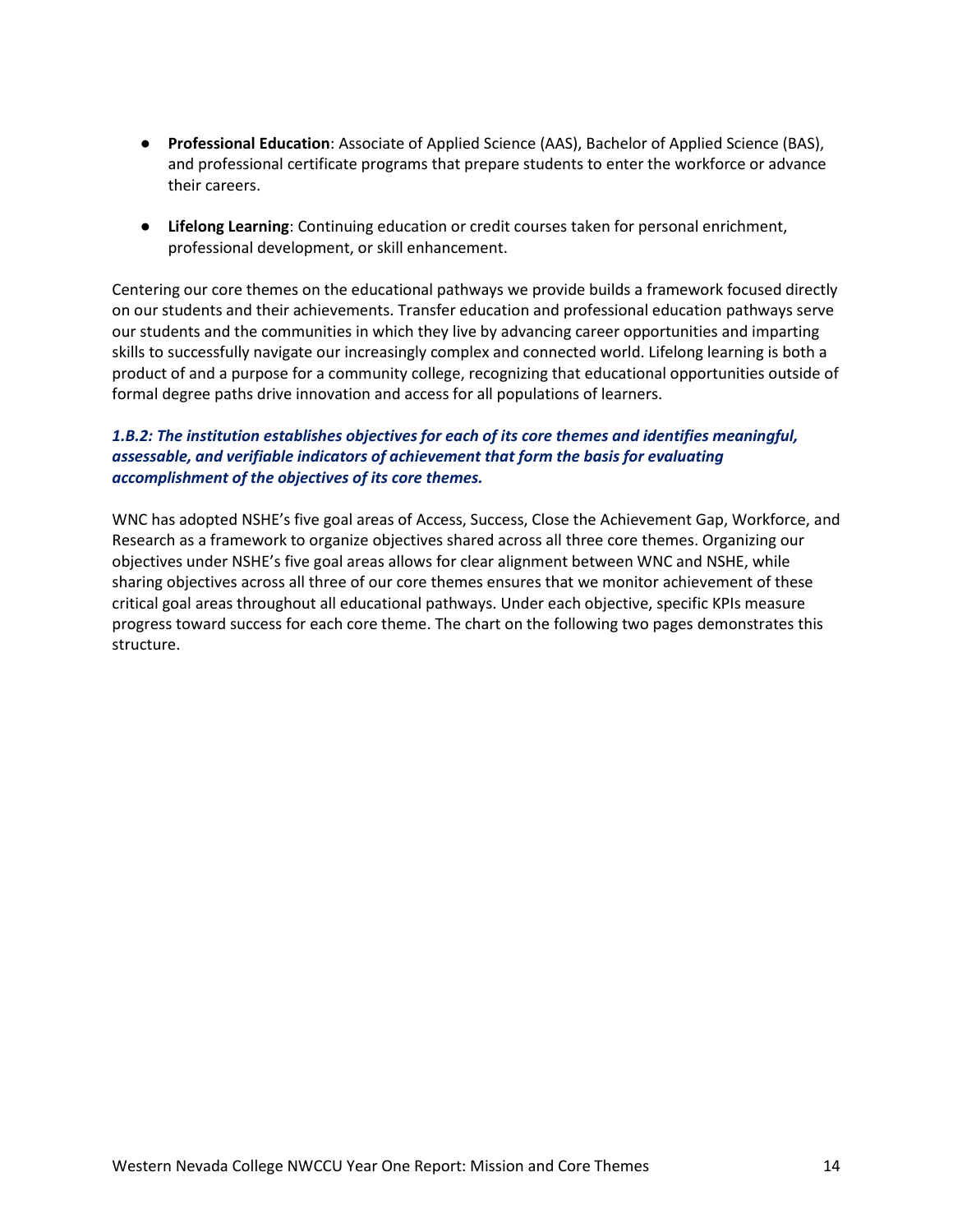- **Professional Education**: Associate of Applied Science (AAS), Bachelor of Applied Science (BAS), and professional certificate programs that prepare students to enter the workforce or advance their careers.

- **Lifelong Learning**: Continuing education or credit courses taken for personal enrichment, professional development, or skill enhancement.

Centering our core themes on the educational pathways we provide builds a framework focused directly on our students and their achievements. Transfer education and professional education pathways serve our students and the communities in which they live by advancing career opportunities and imparting skills to successfully navigate our increasingly complex and connected world. Lifelong learning is both a product of and a purpose for a community college, recognizing that educational opportunities outside of formal degree paths drive innovation and access for all populations of learners.

### *1.B.2: The institution establishes objectives for each of its core themes and identifies meaningful, assessable, and verifiable indicators of achievement that form the basis for evaluating accomplishment of the objectives of its core themes.*

WNC has adopted NSHE's five goal areas of Access, Success, Close the Achievement Gap, Workforce, and Research as a framework to organize objectives shared across all three core themes. Organizing our objectives under NSHE's five goal areas allows for clear alignment between WNC and NSHE, while sharing objectives across all three of our core themes ensures that we monitor achievement of these critical goal areas throughout all educational pathways. Under each objective, specific KPIs measure progress toward success for each core theme. The chart on the following two pages demonstrates this structure.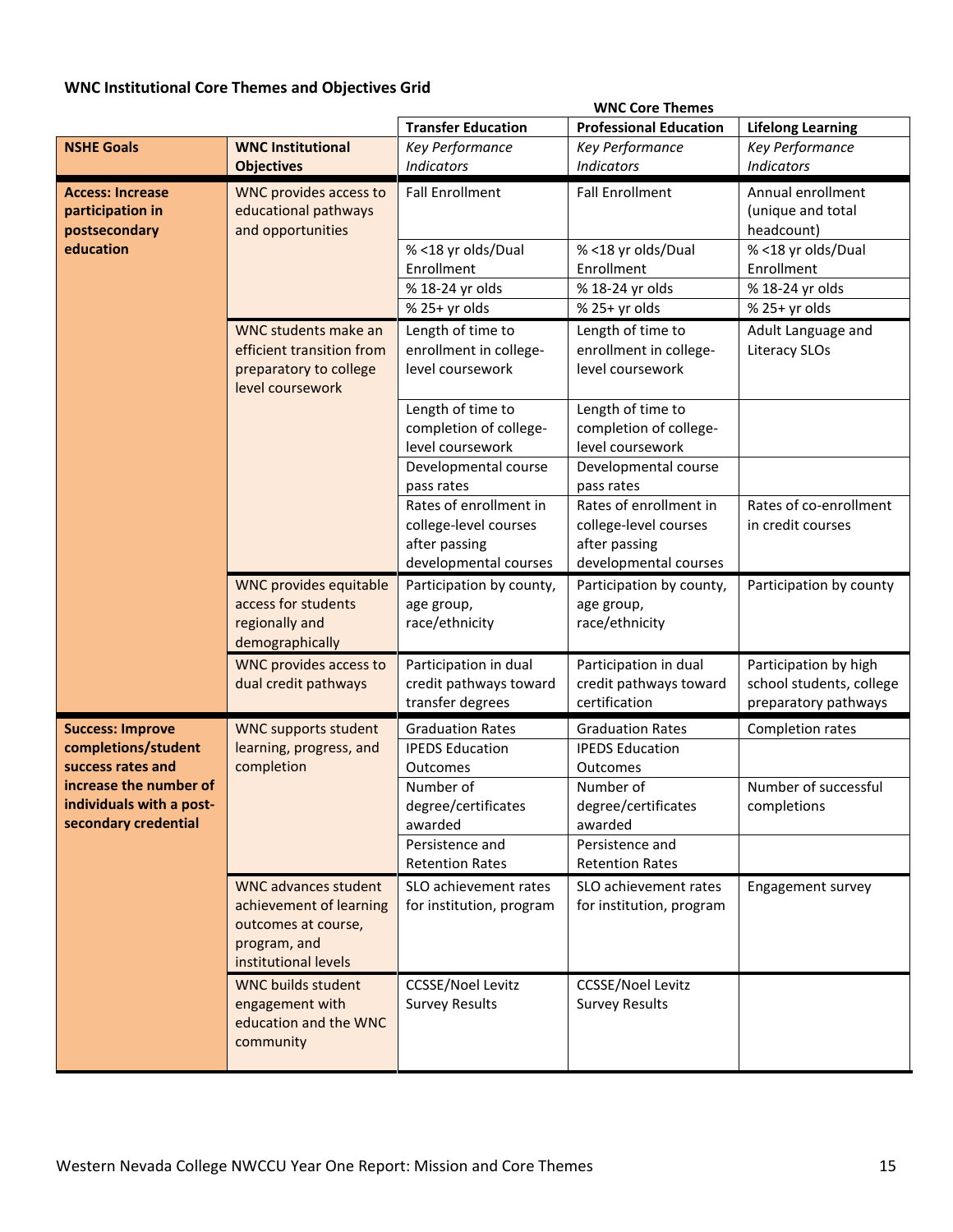**WNC Institutional Core Themes and Objectives Grid**

| | | WNC Core Themes | | |
|---|---|---|---|---|
| | | **Transfer Education** | **Professional Education** | **Lifelong Learning** |
| **NSHE Goals** | **WNC Institutional Objectives** | *Key Performance Indicators* | *Key Performance Indicators* | *Key Performance Indicators* |
| **Access: Increase participation in postsecondary education** | WNC provides access to educational pathways and opportunities | Fall Enrollment | Fall Enrollment | Annual enrollment (unique and total headcount) |
| | | % <18 yr olds/Dual Enrollment | % <18 yr olds/Dual Enrollment | % <18 yr olds/Dual Enrollment |
| | | % 18-24 yr olds | % 18-24 yr olds | % 18-24 yr olds |
| | | % 25+ yr olds | % 25+ yr olds | % 25+ yr olds |
| | WNC students make an efficient transition from preparatory to college level coursework | Length of time to enrollment in college-level coursework | Length of time to enrollment in college-level coursework | Adult Language and Literacy SLOs |
| | | Length of time to completion of college-level coursework | Length of time to completion of college-level coursework | |
| | | Developmental course pass rates | Developmental course pass rates | |
| | | Rates of enrollment in college-level courses after passing developmental courses | Rates of enrollment in college-level courses after passing developmental courses | Rates of co-enrollment in credit courses |
| | WNC provides equitable access for students regionally and demographically | Participation by county, age group, race/ethnicity | Participation by county, age group, race/ethnicity | Participation by county |
| | WNC provides access to dual credit pathways | Participation in dual credit pathways toward transfer degrees | Participation in dual credit pathways toward certification | Participation by high school students, college preparatory pathways |
| **Success: Improve completions/student success rates and increase the number of individuals with a post-secondary credential** | WNC supports student learning, progress, and completion | Graduation Rates | Graduation Rates | Completion rates |
| | | IPEDS Education Outcomes | IPEDS Education Outcomes | |
| | | Number of degree/certificates awarded | Number of degree/certificates awarded | Number of successful completions |
| | | Persistence and Retention Rates | Persistence and Retention Rates | |
| | WNC advances student achievement of learning outcomes at course, program, and institutional levels | SLO achievement rates for institution, program | SLO achievement rates for institution, program | Engagement survey |
| | WNC builds student engagement with education and the WNC community | CCSSE/Noel Levitz Survey Results | CCSSE/Noel Levitz Survey Results | |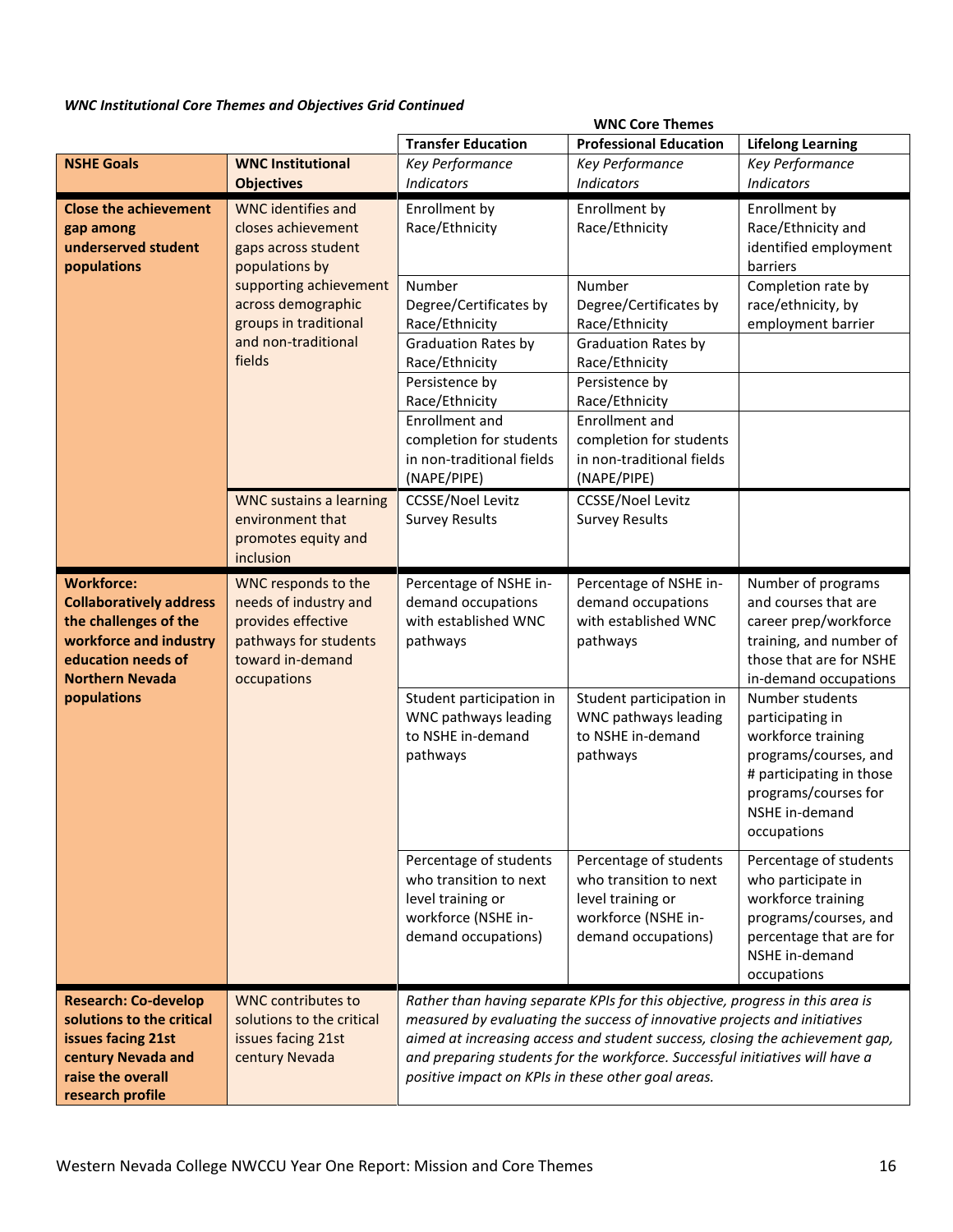***WNC Institutional Core Themes and Objectives Grid Continued***

| | | WNC Core Themes | | |
|---|---|---|---|---|
| | | **Transfer Education** | **Professional Education** | **Lifelong Learning** |
| **NSHE Goals** | **WNC Institutional Objectives** | *Key Performance Indicators* | *Key Performance Indicators* | *Key Performance Indicators* |
| **Close the achievement gap among underserved student populations** | WNC identifies and closes achievement gaps across student populations by supporting achievement across demographic groups in traditional and non-traditional fields | Enrollment by Race/Ethnicity | Enrollment by Race/Ethnicity | Enrollment by Race/Ethnicity and identified employment barriers |
| | | Number Degree/Certificates by Race/Ethnicity | Number Degree/Certificates by Race/Ethnicity | Completion rate by race/ethnicity, by employment barrier |
| | | Graduation Rates by Race/Ethnicity | Graduation Rates by Race/Ethnicity | |
| | | Persistence by Race/Ethnicity | Persistence by Race/Ethnicity | |
| | | Enrollment and completion for students in non-traditional fields (NAPE/PIPE) | Enrollment and completion for students in non-traditional fields (NAPE/PIPE) | |
| | WNC sustains a learning environment that promotes equity and inclusion | CCSSE/Noel Levitz Survey Results | CCSSE/Noel Levitz Survey Results | |
| **Workforce: Collaboratively address the challenges of the workforce and industry education needs of Northern Nevada populations** | WNC responds to the needs of industry and provides effective pathways for students toward in-demand occupations | Percentage of NSHE in-demand occupations with established WNC pathways | Percentage of NSHE in-demand occupations with established WNC pathways | Number of programs and courses that are career prep/workforce training, and number of those that are for NSHE in-demand occupations |
| | | Student participation in WNC pathways leading to NSHE in-demand pathways | Student participation in WNC pathways leading to NSHE in-demand pathways | Number students participating in workforce training programs/courses, and # participating in those programs/courses for NSHE in-demand occupations |
| | | Percentage of students who transition to next level training or workforce (NSHE in-demand occupations) | Percentage of students who transition to next level training or workforce (NSHE in-demand occupations) | Percentage of students who participate in workforce training programs/courses, and percentage that are for NSHE in-demand occupations |
| **Research: Co-develop solutions to the critical issues facing 21st century Nevada and raise the overall research profile** | WNC contributes to solutions to the critical issues facing 21st century Nevada | *Rather than having separate KPIs for this objective, progress in this area is measured by evaluating the success of innovative projects and initiatives aimed at increasing access and student success, closing the achievement gap, and preparing students for the workforce. Successful initiatives will have a positive impact on KPIs in these other goal areas.* | | |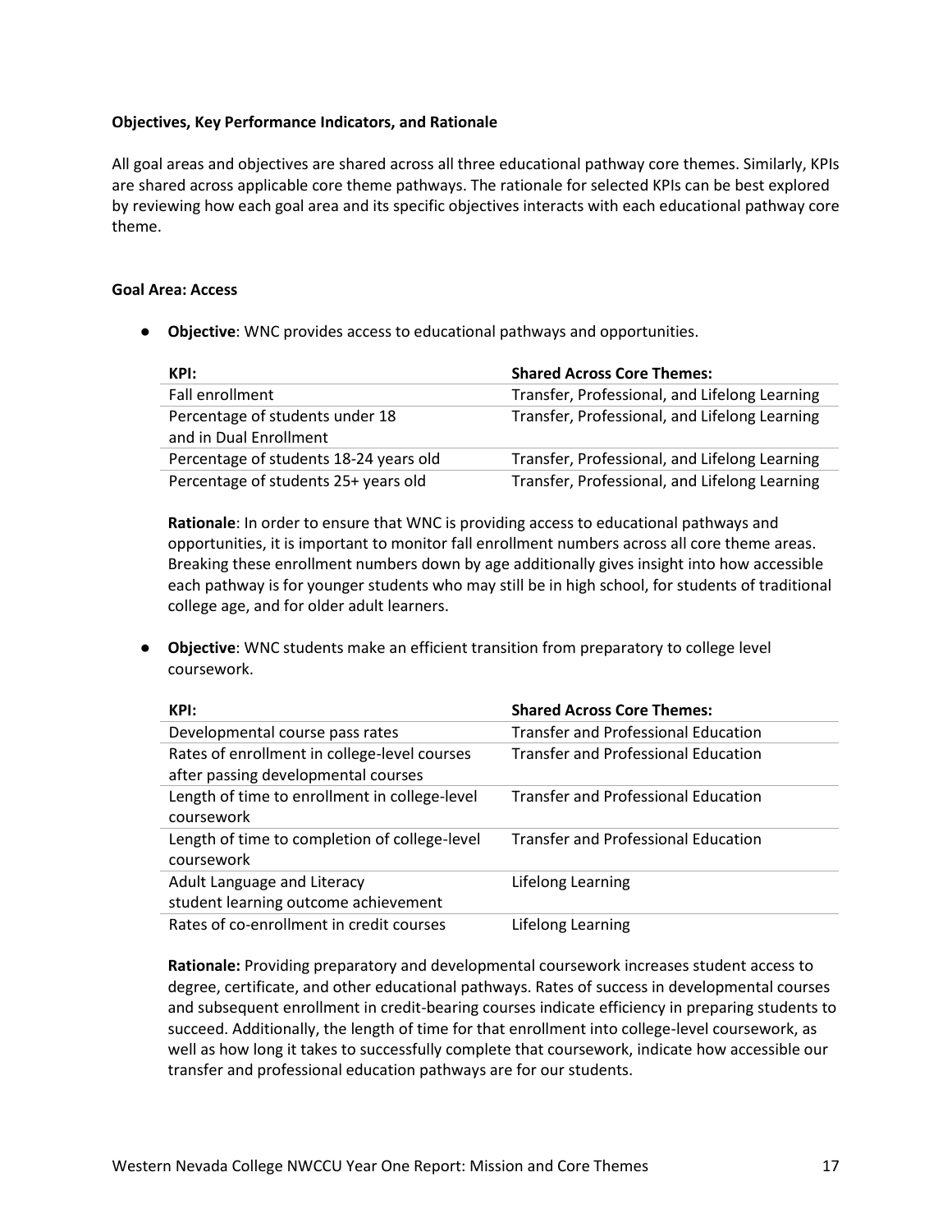**Objectives, Key Performance Indicators, and Rationale**

All goal areas and objectives are shared across all three educational pathway core themes. Similarly, KPIs are shared across applicable core theme pathways. The rationale for selected KPIs can be best explored by reviewing how each goal area and its specific objectives interacts with each educational pathway core theme.

**Goal Area: Access**

- **Objective**: WNC provides access to educational pathways and opportunities.

| KPI: | Shared Across Core Themes: |
|---|---|
| Fall enrollment | Transfer, Professional, and Lifelong Learning |
| Percentage of students under 18 and in Dual Enrollment | Transfer, Professional, and Lifelong Learning |
| Percentage of students 18-24 years old | Transfer, Professional, and Lifelong Learning |
| Percentage of students 25+ years old | Transfer, Professional, and Lifelong Learning |

**Rationale**: In order to ensure that WNC is providing access to educational pathways and opportunities, it is important to monitor fall enrollment numbers across all core theme areas. Breaking these enrollment numbers down by age additionally gives insight into how accessible each pathway is for younger students who may still be in high school, for students of traditional college age, and for older adult learners.

- **Objective**: WNC students make an efficient transition from preparatory to college level coursework.

| KPI: | Shared Across Core Themes: |
|---|---|
| Developmental course pass rates | Transfer and Professional Education |
| Rates of enrollment in college-level courses after passing developmental courses | Transfer and Professional Education |
| Length of time to enrollment in college-level coursework | Transfer and Professional Education |
| Length of time to completion of college-level coursework | Transfer and Professional Education |
| Adult Language and Literacy student learning outcome achievement | Lifelong Learning |
| Rates of co-enrollment in credit courses | Lifelong Learning |

**Rationale:** Providing preparatory and developmental coursework increases student access to degree, certificate, and other educational pathways. Rates of success in developmental courses and subsequent enrollment in credit-bearing courses indicate efficiency in preparing students to succeed. Additionally, the length of time for that enrollment into college-level coursework, as well as how long it takes to successfully complete that coursework, indicate how accessible our transfer and professional education pathways are for our students.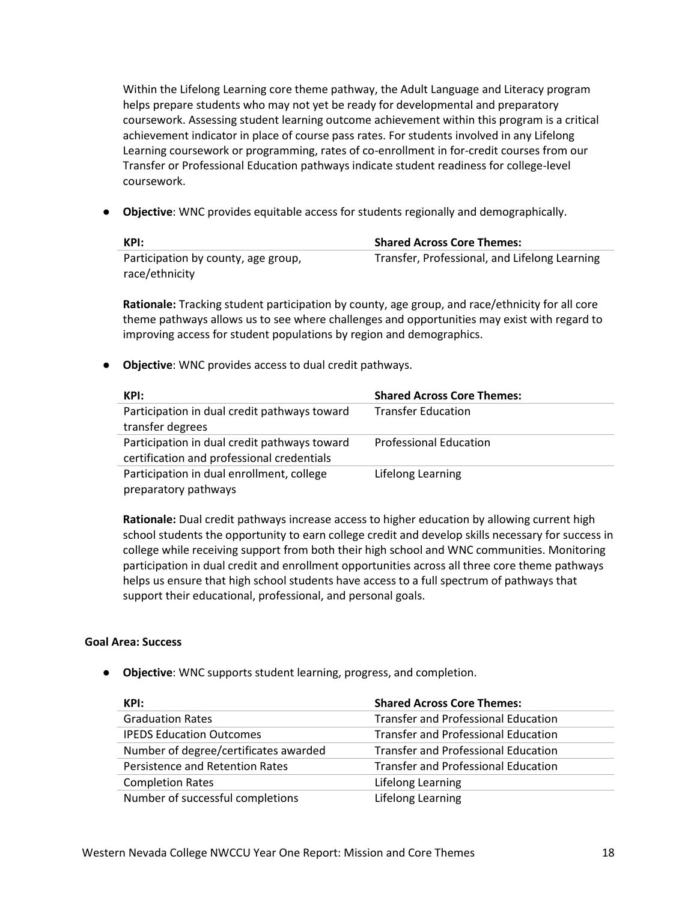Within the Lifelong Learning core theme pathway, the Adult Language and Literacy program helps prepare students who may not yet be ready for developmental and preparatory coursework. Assessing student learning outcome achievement within this program is a critical achievement indicator in place of course pass rates. For students involved in any Lifelong Learning coursework or programming, rates of co-enrollment in for-credit courses from our Transfer or Professional Education pathways indicate student readiness for college-level coursework.

- **Objective**: WNC provides equitable access for students regionally and demographically.

| KPI: | Shared Across Core Themes: |
|---|---|
| Participation by county, age group, race/ethnicity | Transfer, Professional, and Lifelong Learning |

**Rationale:** Tracking student participation by county, age group, and race/ethnicity for all core theme pathways allows us to see where challenges and opportunities may exist with regard to improving access for student populations by region and demographics.

- **Objective**: WNC provides access to dual credit pathways.

| KPI: | Shared Across Core Themes: |
|---|---|
| Participation in dual credit pathways toward transfer degrees | Transfer Education |
| Participation in dual credit pathways toward certification and professional credentials | Professional Education |
| Participation in dual enrollment, college preparatory pathways | Lifelong Learning |

**Rationale:** Dual credit pathways increase access to higher education by allowing current high school students the opportunity to earn college credit and develop skills necessary for success in college while receiving support from both their high school and WNC communities. Monitoring participation in dual credit and enrollment opportunities across all three core theme pathways helps us ensure that high school students have access to a full spectrum of pathways that support their educational, professional, and personal goals.

**Goal Area: Success**

- **Objective**: WNC supports student learning, progress, and completion.

| KPI: | Shared Across Core Themes: |
|---|---|
| Graduation Rates | Transfer and Professional Education |
| IPEDS Education Outcomes | Transfer and Professional Education |
| Number of degree/certificates awarded | Transfer and Professional Education |
| Persistence and Retention Rates | Transfer and Professional Education |
| Completion Rates | Lifelong Learning |
| Number of successful completions | Lifelong Learning |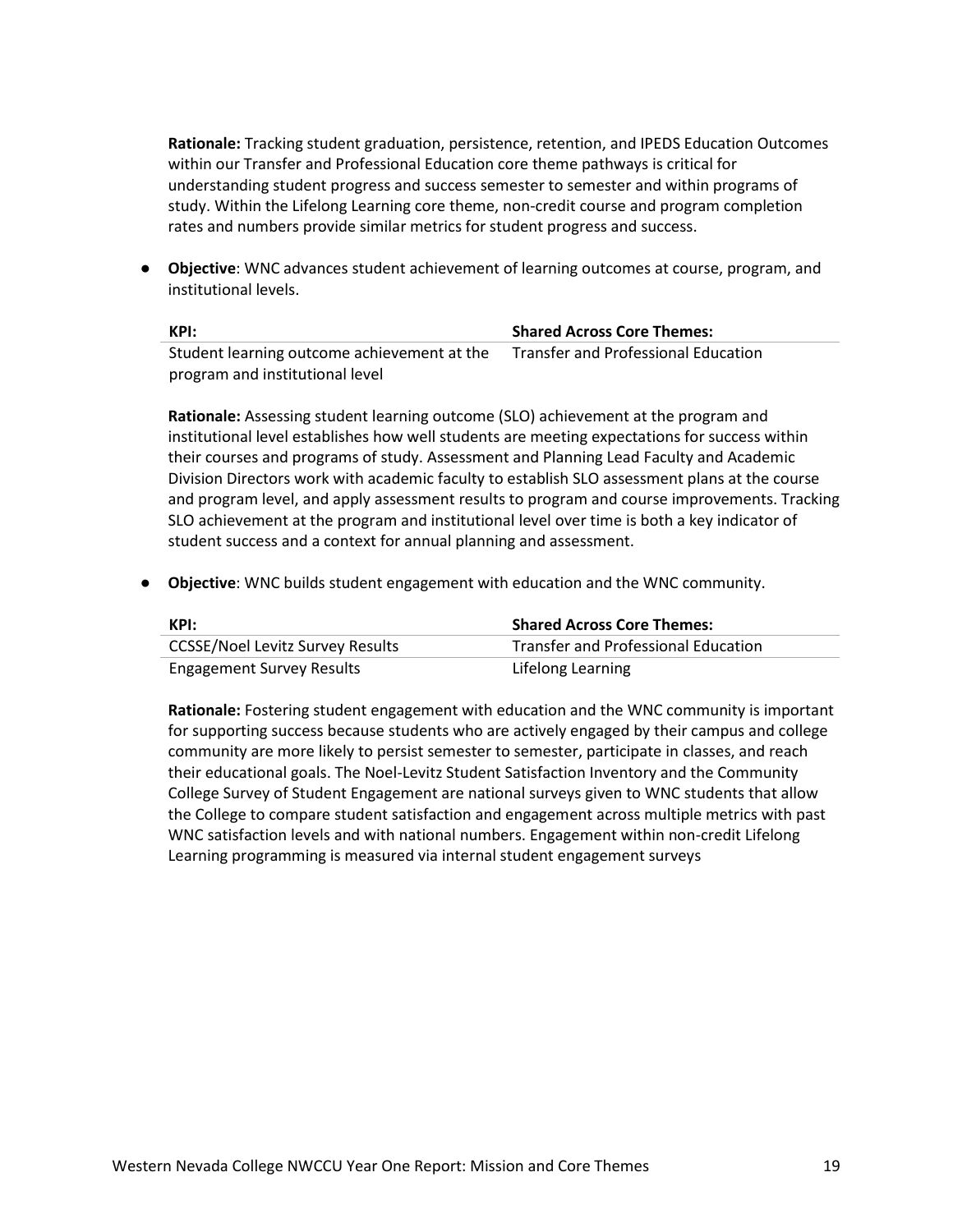**Rationale:** Tracking student graduation, persistence, retention, and IPEDS Education Outcomes within our Transfer and Professional Education core theme pathways is critical for understanding student progress and success semester to semester and within programs of study. Within the Lifelong Learning core theme, non-credit course and program completion rates and numbers provide similar metrics for student progress and success.

- **Objective**: WNC advances student achievement of learning outcomes at course, program, and institutional levels.

| KPI: | Shared Across Core Themes: |
|---|---|
| Student learning outcome achievement at the program and institutional level | Transfer and Professional Education |

**Rationale:** Assessing student learning outcome (SLO) achievement at the program and institutional level establishes how well students are meeting expectations for success within their courses and programs of study. Assessment and Planning Lead Faculty and Academic Division Directors work with academic faculty to establish SLO assessment plans at the course and program level, and apply assessment results to program and course improvements. Tracking SLO achievement at the program and institutional level over time is both a key indicator of student success and a context for annual planning and assessment.

- **Objective**: WNC builds student engagement with education and the WNC community.

| KPI: | Shared Across Core Themes: |
|---|---|
| CCSSE/Noel Levitz Survey Results | Transfer and Professional Education |
| Engagement Survey Results | Lifelong Learning |

**Rationale:** Fostering student engagement with education and the WNC community is important for supporting success because students who are actively engaged by their campus and college community are more likely to persist semester to semester, participate in classes, and reach their educational goals. The Noel-Levitz Student Satisfaction Inventory and the Community College Survey of Student Engagement are national surveys given to WNC students that allow the College to compare student satisfaction and engagement across multiple metrics with past WNC satisfaction levels and with national numbers. Engagement within non-credit Lifelong Learning programming is measured via internal student engagement surveys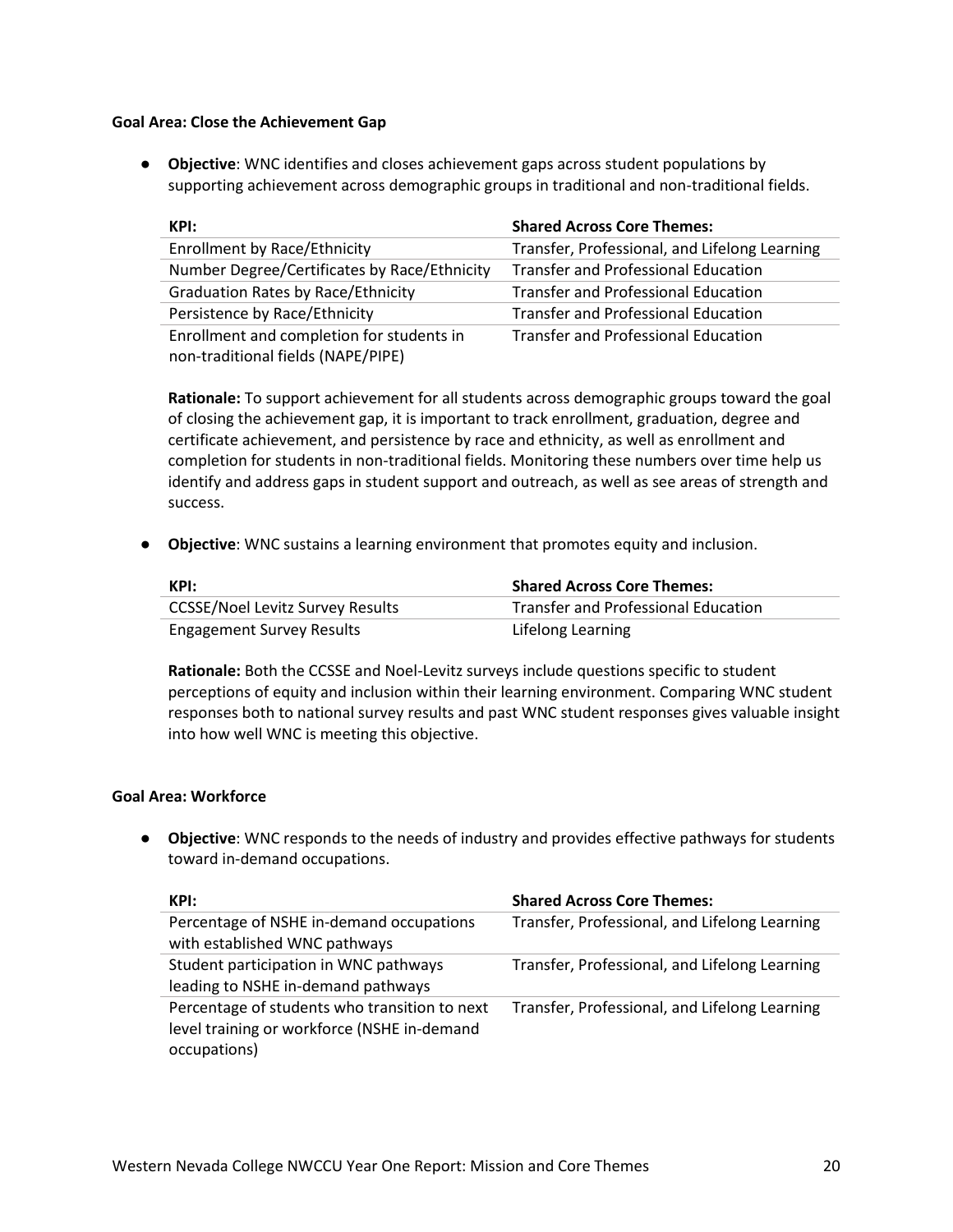**Goal Area: Close the Achievement Gap**

- **Objective**: WNC identifies and closes achievement gaps across student populations by supporting achievement across demographic groups in traditional and non-traditional fields.

| KPI: | Shared Across Core Themes: |
| --- | --- |
| Enrollment by Race/Ethnicity | Transfer, Professional, and Lifelong Learning |
| Number Degree/Certificates by Race/Ethnicity | Transfer and Professional Education |
| Graduation Rates by Race/Ethnicity | Transfer and Professional Education |
| Persistence by Race/Ethnicity | Transfer and Professional Education |
| Enrollment and completion for students in non-traditional fields (NAPE/PIPE) | Transfer and Professional Education |

**Rationale:** To support achievement for all students across demographic groups toward the goal of closing the achievement gap, it is important to track enrollment, graduation, degree and certificate achievement, and persistence by race and ethnicity, as well as enrollment and completion for students in non-traditional fields. Monitoring these numbers over time help us identify and address gaps in student support and outreach, as well as see areas of strength and success.

- **Objective**: WNC sustains a learning environment that promotes equity and inclusion.

| KPI: | Shared Across Core Themes: |
| --- | --- |
| CCSSE/Noel Levitz Survey Results | Transfer and Professional Education |
| Engagement Survey Results | Lifelong Learning |

**Rationale:** Both the CCSSE and Noel-Levitz surveys include questions specific to student perceptions of equity and inclusion within their learning environment. Comparing WNC student responses both to national survey results and past WNC student responses gives valuable insight into how well WNC is meeting this objective.

**Goal Area: Workforce**

- **Objective**: WNC responds to the needs of industry and provides effective pathways for students toward in-demand occupations.

| KPI: | Shared Across Core Themes: |
| --- | --- |
| Percentage of NSHE in-demand occupations with established WNC pathways | Transfer, Professional, and Lifelong Learning |
| Student participation in WNC pathways leading to NSHE in-demand pathways | Transfer, Professional, and Lifelong Learning |
| Percentage of students who transition to next level training or workforce (NSHE in-demand occupations) | Transfer, Professional, and Lifelong Learning |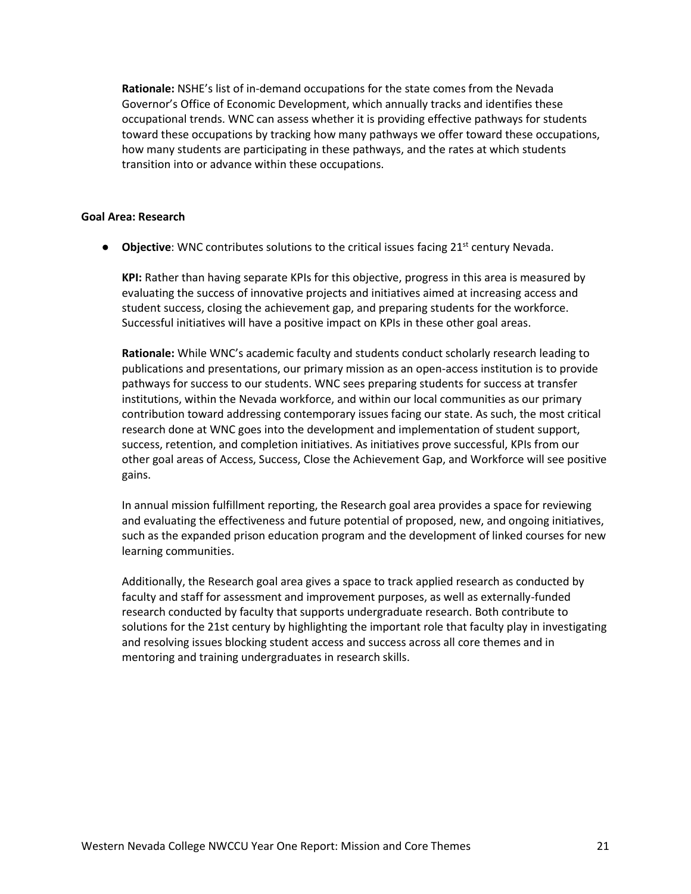**Rationale:** NSHE's list of in-demand occupations for the state comes from the Nevada Governor's Office of Economic Development, which annually tracks and identifies these occupational trends. WNC can assess whether it is providing effective pathways for students toward these occupations by tracking how many pathways we offer toward these occupations, how many students are participating in these pathways, and the rates at which students transition into or advance within these occupations.

**Goal Area: Research**

- **Objective**: WNC contributes solutions to the critical issues facing 21st century Nevada.

  **KPI:** Rather than having separate KPIs for this objective, progress in this area is measured by evaluating the success of innovative projects and initiatives aimed at increasing access and student success, closing the achievement gap, and preparing students for the workforce. Successful initiatives will have a positive impact on KPIs in these other goal areas.

  **Rationale:** While WNC's academic faculty and students conduct scholarly research leading to publications and presentations, our primary mission as an open-access institution is to provide pathways for success to our students. WNC sees preparing students for success at transfer institutions, within the Nevada workforce, and within our local communities as our primary contribution toward addressing contemporary issues facing our state. As such, the most critical research done at WNC goes into the development and implementation of student support, success, retention, and completion initiatives. As initiatives prove successful, KPIs from our other goal areas of Access, Success, Close the Achievement Gap, and Workforce will see positive gains.

  In annual mission fulfillment reporting, the Research goal area provides a space for reviewing and evaluating the effectiveness and future potential of proposed, new, and ongoing initiatives, such as the expanded prison education program and the development of linked courses for new learning communities.

  Additionally, the Research goal area gives a space to track applied research as conducted by faculty and staff for assessment and improvement purposes, as well as externally-funded research conducted by faculty that supports undergraduate research. Both contribute to solutions for the 21st century by highlighting the important role that faculty play in investigating and resolving issues blocking student access and success across all core themes and in mentoring and training undergraduates in research skills.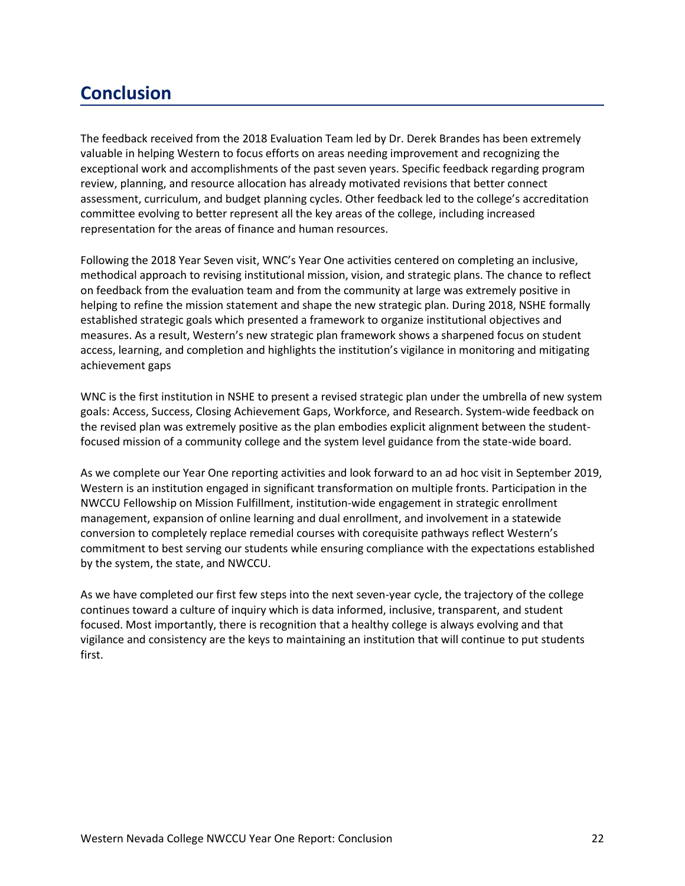# Conclusion

The feedback received from the 2018 Evaluation Team led by Dr. Derek Brandes has been extremely valuable in helping Western to focus efforts on areas needing improvement and recognizing the exceptional work and accomplishments of the past seven years. Specific feedback regarding program review, planning, and resource allocation has already motivated revisions that better connect assessment, curriculum, and budget planning cycles. Other feedback led to the college's accreditation committee evolving to better represent all the key areas of the college, including increased representation for the areas of finance and human resources.

Following the 2018 Year Seven visit, WNC's Year One activities centered on completing an inclusive, methodical approach to revising institutional mission, vision, and strategic plans. The chance to reflect on feedback from the evaluation team and from the community at large was extremely positive in helping to refine the mission statement and shape the new strategic plan. During 2018, NSHE formally established strategic goals which presented a framework to organize institutional objectives and measures. As a result, Western's new strategic plan framework shows a sharpened focus on student access, learning, and completion and highlights the institution's vigilance in monitoring and mitigating achievement gaps

WNC is the first institution in NSHE to present a revised strategic plan under the umbrella of new system goals: Access, Success, Closing Achievement Gaps, Workforce, and Research. System-wide feedback on the revised plan was extremely positive as the plan embodies explicit alignment between the student-focused mission of a community college and the system level guidance from the state-wide board.

As we complete our Year One reporting activities and look forward to an ad hoc visit in September 2019, Western is an institution engaged in significant transformation on multiple fronts. Participation in the NWCCU Fellowship on Mission Fulfillment, institution-wide engagement in strategic enrollment management, expansion of online learning and dual enrollment, and involvement in a statewide conversion to completely replace remedial courses with corequisite pathways reflect Western's commitment to best serving our students while ensuring compliance with the expectations established by the system, the state, and NWCCU.

As we have completed our first few steps into the next seven-year cycle, the trajectory of the college continues toward a culture of inquiry which is data informed, inclusive, transparent, and student focused. Most importantly, there is recognition that a healthy college is always evolving and that vigilance and consistency are the keys to maintaining an institution that will continue to put students first.